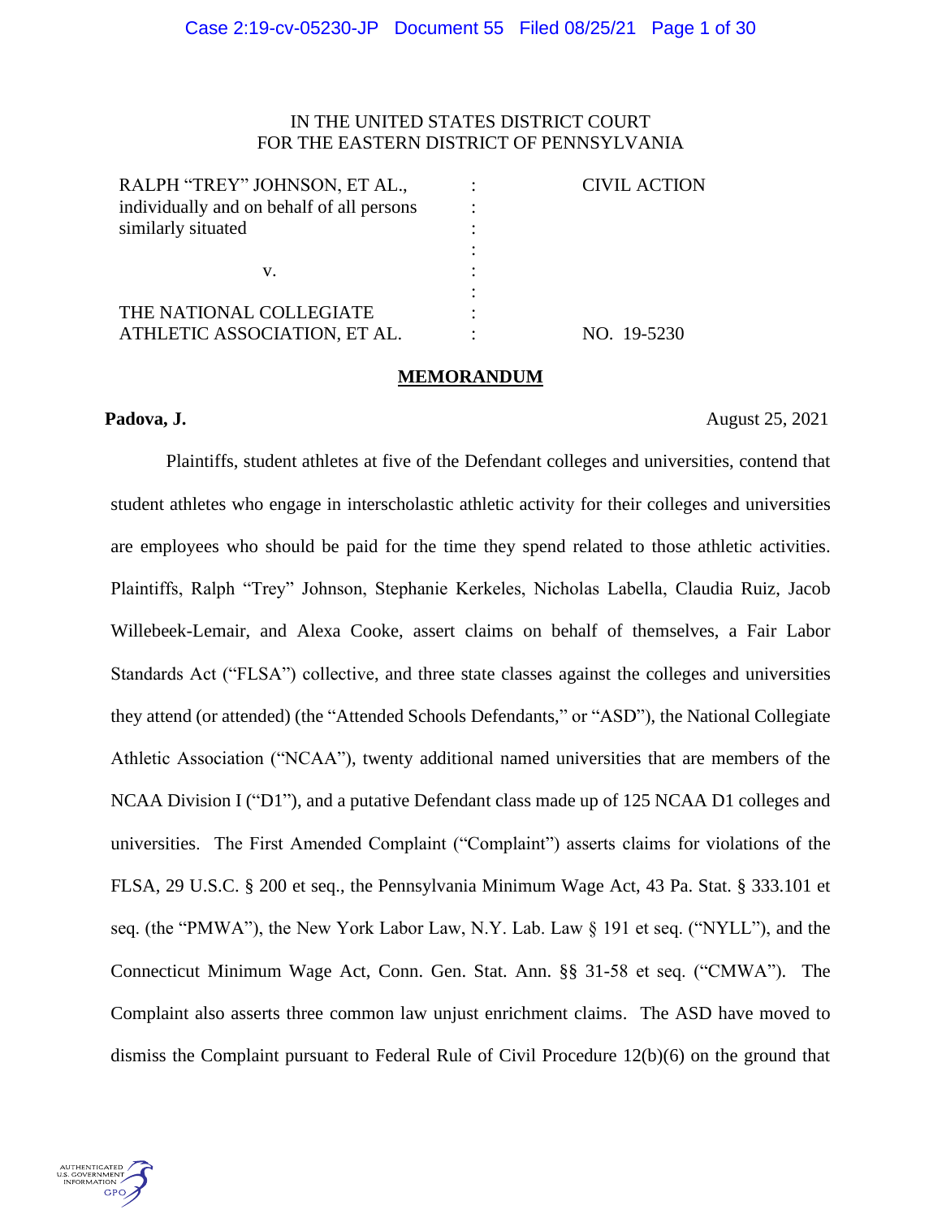IN THE UNITED STATES DISTRICT COURT
FOR THE EASTERN DISTRICT OF PENNSYLVANIA

| | | |
|---|---|---|
| RALPH "TREY" JOHNSON, ET AL., individually and on behalf of all persons similarly situated | : | CIVIL ACTION |
| v. | : | |
| THE NATIONAL COLLEGIATE ATHLETIC ASSOCIATION, ET AL. | : | NO. 19-5230 |

**MEMORANDUM**

**Padova, J.** August 25, 2021

Plaintiffs, student athletes at five of the Defendant colleges and universities, contend that student athletes who engage in interscholastic athletic activity for their colleges and universities are employees who should be paid for the time they spend related to those athletic activities. Plaintiffs, Ralph "Trey" Johnson, Stephanie Kerkeles, Nicholas Labella, Claudia Ruiz, Jacob Willebeek-Lemair, and Alexa Cooke, assert claims on behalf of themselves, a Fair Labor Standards Act ("FLSA") collective, and three state classes against the colleges and universities they attend (or attended) (the "Attended Schools Defendants," or "ASD"), the National Collegiate Athletic Association ("NCAA"), twenty additional named universities that are members of the NCAA Division I ("D1"), and a putative Defendant class made up of 125 NCAA D1 colleges and universities. The First Amended Complaint ("Complaint") asserts claims for violations of the FLSA, 29 U.S.C. § 200 et seq., the Pennsylvania Minimum Wage Act, 43 Pa. Stat. § 333.101 et seq. (the "PMWA"), the New York Labor Law, N.Y. Lab. Law § 191 et seq. ("NYLL"), and the Connecticut Minimum Wage Act, Conn. Gen. Stat. Ann. §§ 31-58 et seq. ("CMWA"). The Complaint also asserts three common law unjust enrichment claims. The ASD have moved to dismiss the Complaint pursuant to Federal Rule of Civil Procedure 12(b)(6) on the ground that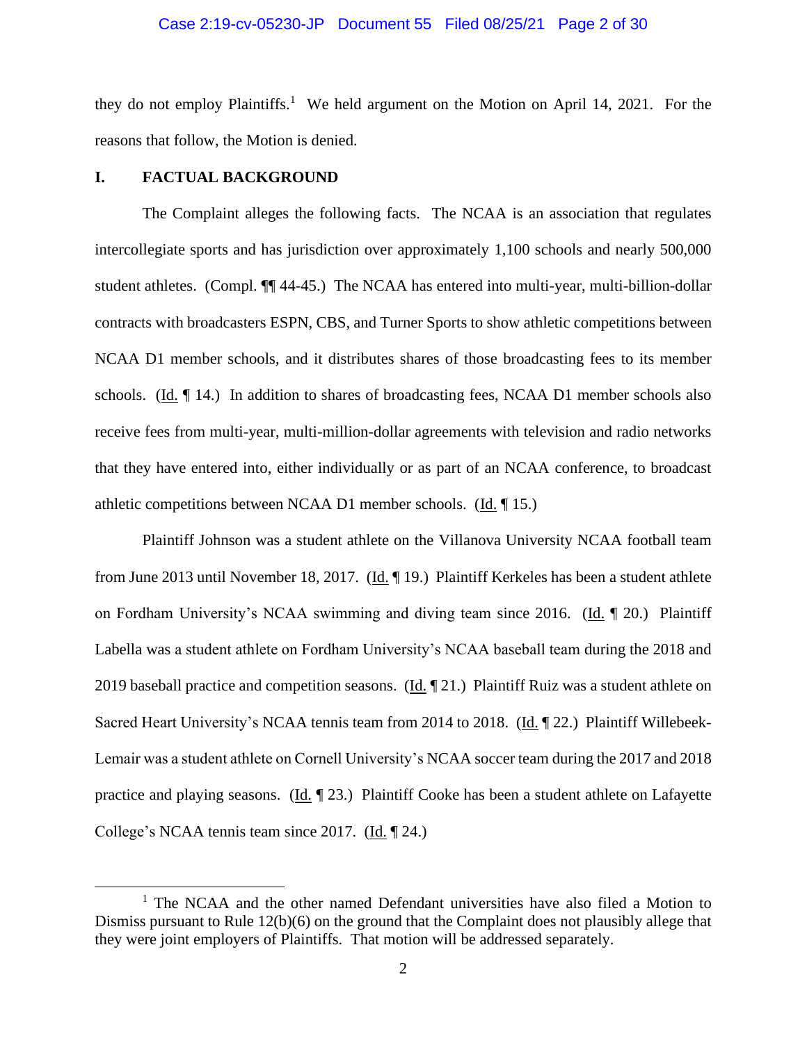they do not employ Plaintiffs.[1] We held argument on the Motion on April 14, 2021. For the reasons that follow, the Motion is denied.

## I. FACTUAL BACKGROUND

The Complaint alleges the following facts. The NCAA is an association that regulates intercollegiate sports and has jurisdiction over approximately 1,100 schools and nearly 500,000 student athletes. (Compl. ¶¶ 44-45.) The NCAA has entered into multi-year, multi-billion-dollar contracts with broadcasters ESPN, CBS, and Turner Sports to show athletic competitions between NCAA D1 member schools, and it distributes shares of those broadcasting fees to its member schools. (Id. ¶ 14.) In addition to shares of broadcasting fees, NCAA D1 member schools also receive fees from multi-year, multi-million-dollar agreements with television and radio networks that they have entered into, either individually or as part of an NCAA conference, to broadcast athletic competitions between NCAA D1 member schools. (Id. ¶ 15.)

Plaintiff Johnson was a student athlete on the Villanova University NCAA football team from June 2013 until November 18, 2017. (Id. ¶ 19.) Plaintiff Kerkeles has been a student athlete on Fordham University's NCAA swimming and diving team since 2016. (Id. ¶ 20.) Plaintiff Labella was a student athlete on Fordham University's NCAA baseball team during the 2018 and 2019 baseball practice and competition seasons. (Id. ¶ 21.) Plaintiff Ruiz was a student athlete on Sacred Heart University's NCAA tennis team from 2014 to 2018. (Id. ¶ 22.) Plaintiff Willebeek-Lemair was a student athlete on Cornell University's NCAA soccer team during the 2017 and 2018 practice and playing seasons. (Id. ¶ 23.) Plaintiff Cooke has been a student athlete on Lafayette College's NCAA tennis team since 2017. (Id. ¶ 24.)

---

[1] The NCAA and the other named Defendant universities have also filed a Motion to Dismiss pursuant to Rule 12(b)(6) on the ground that the Complaint does not plausibly allege that they were joint employers of Plaintiffs. That motion will be addressed separately.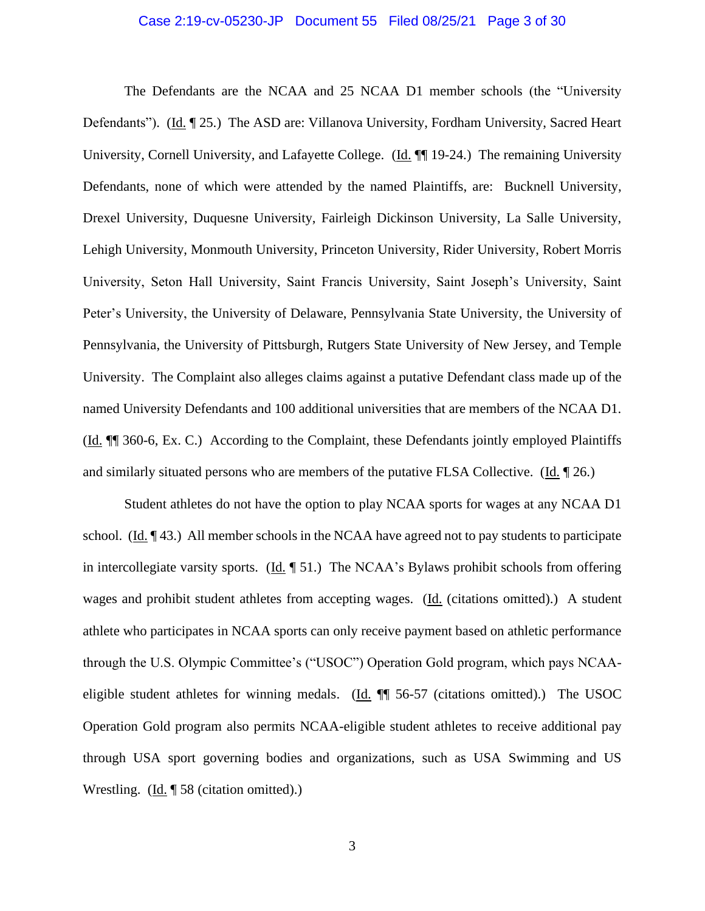The Defendants are the NCAA and 25 NCAA D1 member schools (the "University Defendants"). (Id. ¶ 25.) The ASD are: Villanova University, Fordham University, Sacred Heart University, Cornell University, and Lafayette College. (Id. ¶¶ 19-24.) The remaining University Defendants, none of which were attended by the named Plaintiffs, are: Bucknell University, Drexel University, Duquesne University, Fairleigh Dickinson University, La Salle University, Lehigh University, Monmouth University, Princeton University, Rider University, Robert Morris University, Seton Hall University, Saint Francis University, Saint Joseph's University, Saint Peter's University, the University of Delaware, Pennsylvania State University, the University of Pennsylvania, the University of Pittsburgh, Rutgers State University of New Jersey, and Temple University. The Complaint also alleges claims against a putative Defendant class made up of the named University Defendants and 100 additional universities that are members of the NCAA D1. (Id. ¶¶ 360-6, Ex. C.) According to the Complaint, these Defendants jointly employed Plaintiffs and similarly situated persons who are members of the putative FLSA Collective. (Id. ¶ 26.)

Student athletes do not have the option to play NCAA sports for wages at any NCAA D1 school. (Id. ¶ 43.) All member schools in the NCAA have agreed not to pay students to participate in intercollegiate varsity sports. (Id. ¶ 51.) The NCAA's Bylaws prohibit schools from offering wages and prohibit student athletes from accepting wages. (Id. (citations omitted).) A student athlete who participates in NCAA sports can only receive payment based on athletic performance through the U.S. Olympic Committee's ("USOC") Operation Gold program, which pays NCAA-eligible student athletes for winning medals. (Id. ¶¶ 56-57 (citations omitted).) The USOC Operation Gold program also permits NCAA-eligible student athletes to receive additional pay through USA sport governing bodies and organizations, such as USA Swimming and US Wrestling. (Id. ¶ 58 (citation omitted).)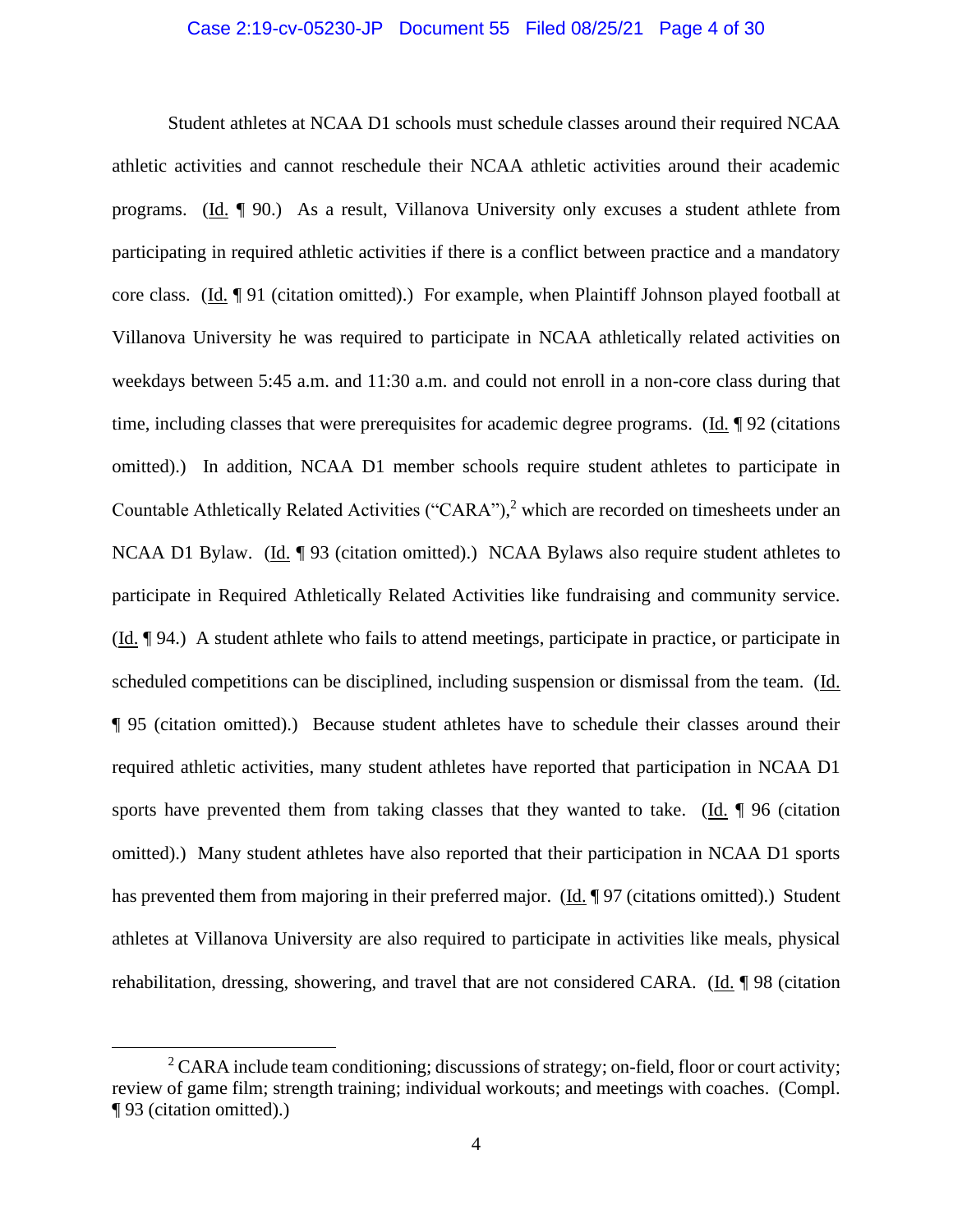Student athletes at NCAA D1 schools must schedule classes around their required NCAA athletic activities and cannot reschedule their NCAA athletic activities around their academic programs. (Id. ¶ 90.) As a result, Villanova University only excuses a student athlete from participating in required athletic activities if there is a conflict between practice and a mandatory core class. (Id. ¶ 91 (citation omitted).) For example, when Plaintiff Johnson played football at Villanova University he was required to participate in NCAA athletically related activities on weekdays between 5:45 a.m. and 11:30 a.m. and could not enroll in a non-core class during that time, including classes that were prerequisites for academic degree programs. (Id. ¶ 92 (citations omitted).) In addition, NCAA D1 member schools require student athletes to participate in Countable Athletically Related Activities ("CARA"),[2] which are recorded on timesheets under an NCAA D1 Bylaw. (Id. ¶ 93 (citation omitted).) NCAA Bylaws also require student athletes to participate in Required Athletically Related Activities like fundraising and community service. (Id. ¶ 94.) A student athlete who fails to attend meetings, participate in practice, or participate in scheduled competitions can be disciplined, including suspension or dismissal from the team. (Id. ¶ 95 (citation omitted).) Because student athletes have to schedule their classes around their required athletic activities, many student athletes have reported that participation in NCAA D1 sports have prevented them from taking classes that they wanted to take. (Id. ¶ 96 (citation omitted).) Many student athletes have also reported that their participation in NCAA D1 sports has prevented them from majoring in their preferred major. (Id. ¶ 97 (citations omitted).) Student athletes at Villanova University are also required to participate in activities like meals, physical rehabilitation, dressing, showering, and travel that are not considered CARA. (Id. ¶ 98 (citation

[2] CARA include team conditioning; discussions of strategy; on-field, floor or court activity; review of game film; strength training; individual workouts; and meetings with coaches. (Compl. ¶ 93 (citation omitted).)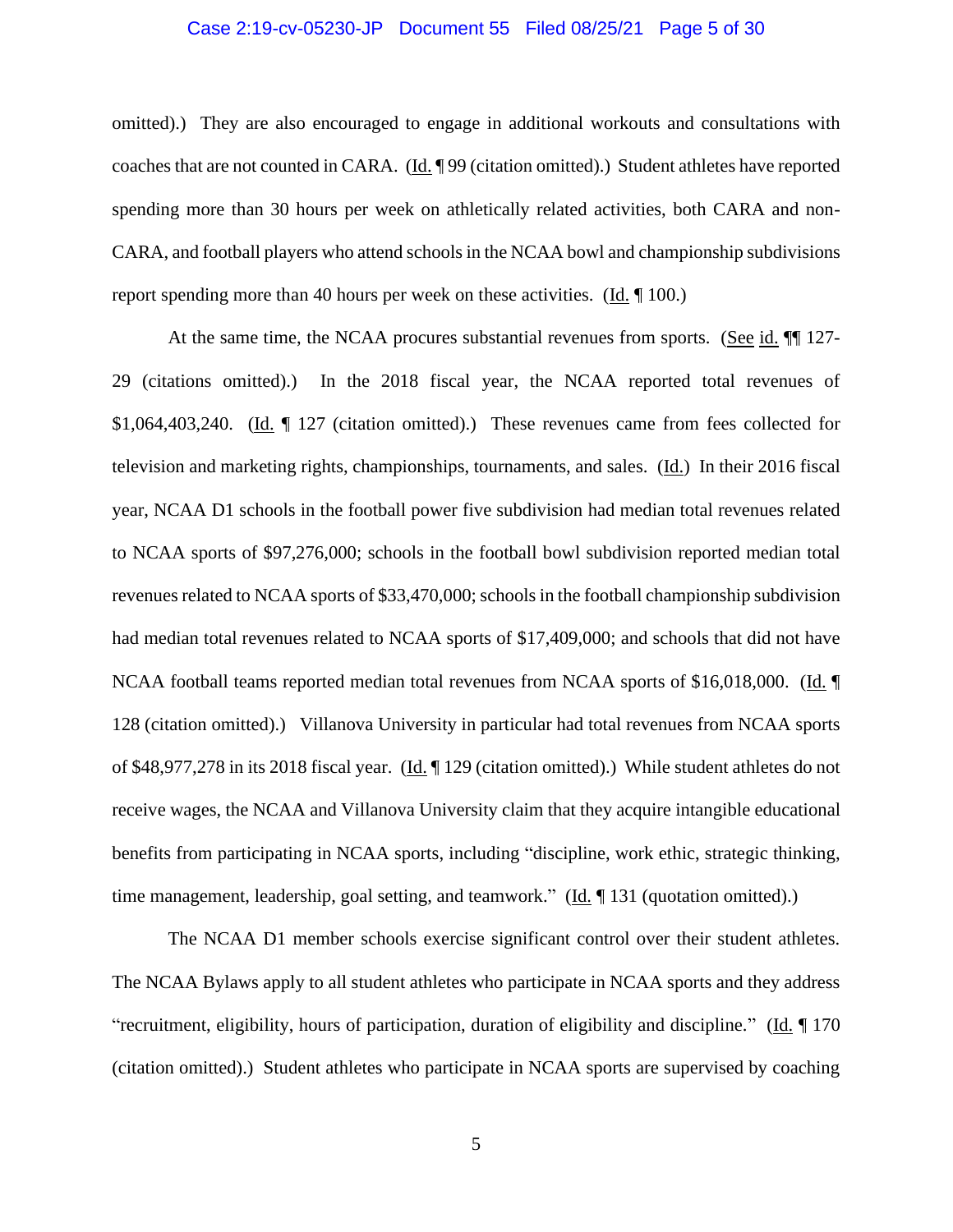omitted).) They are also encouraged to engage in additional workouts and consultations with coaches that are not counted in CARA. (Id. ¶ 99 (citation omitted).) Student athletes have reported spending more than 30 hours per week on athletically related activities, both CARA and non-CARA, and football players who attend schools in the NCAA bowl and championship subdivisions report spending more than 40 hours per week on these activities. (Id. ¶ 100.)

At the same time, the NCAA procures substantial revenues from sports. (See id. ¶¶ 127-29 (citations omitted).) In the 2018 fiscal year, the NCAA reported total revenues of $1,064,403,240. (Id. ¶ 127 (citation omitted).) These revenues came from fees collected for television and marketing rights, championships, tournaments, and sales. (Id.) In their 2016 fiscal year, NCAA D1 schools in the football power five subdivision had median total revenues related to NCAA sports of $97,276,000; schools in the football bowl subdivision reported median total revenues related to NCAA sports of $33,470,000; schools in the football championship subdivision had median total revenues related to NCAA sports of $17,409,000; and schools that did not have NCAA football teams reported median total revenues from NCAA sports of $16,018,000. (Id. ¶ 128 (citation omitted).) Villanova University in particular had total revenues from NCAA sports of $48,977,278 in its 2018 fiscal year. (Id. ¶ 129 (citation omitted).) While student athletes do not receive wages, the NCAA and Villanova University claim that they acquire intangible educational benefits from participating in NCAA sports, including "discipline, work ethic, strategic thinking, time management, leadership, goal setting, and teamwork." (Id. ¶ 131 (quotation omitted).)

The NCAA D1 member schools exercise significant control over their student athletes. The NCAA Bylaws apply to all student athletes who participate in NCAA sports and they address "recruitment, eligibility, hours of participation, duration of eligibility and discipline." (Id. ¶ 170 (citation omitted).) Student athletes who participate in NCAA sports are supervised by coaching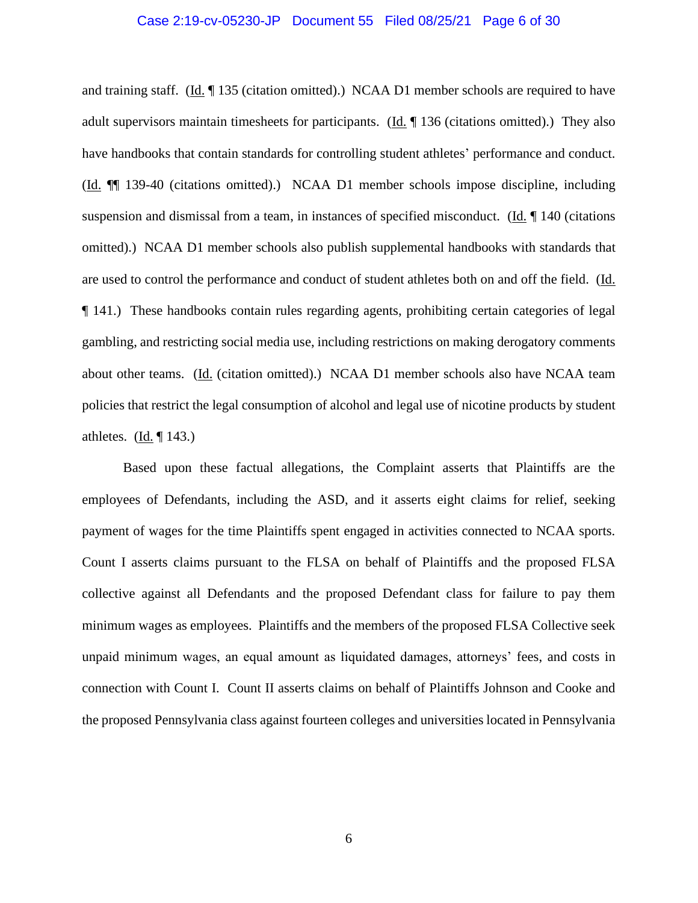and training staff. (Id. ¶ 135 (citation omitted).) NCAA D1 member schools are required to have adult supervisors maintain timesheets for participants. (Id. ¶ 136 (citations omitted).) They also have handbooks that contain standards for controlling student athletes' performance and conduct. (Id. ¶¶ 139-40 (citations omitted).) NCAA D1 member schools impose discipline, including suspension and dismissal from a team, in instances of specified misconduct. (Id. ¶ 140 (citations omitted).) NCAA D1 member schools also publish supplemental handbooks with standards that are used to control the performance and conduct of student athletes both on and off the field. (Id. ¶ 141.) These handbooks contain rules regarding agents, prohibiting certain categories of legal gambling, and restricting social media use, including restrictions on making derogatory comments about other teams. (Id. (citation omitted).) NCAA D1 member schools also have NCAA team policies that restrict the legal consumption of alcohol and legal use of nicotine products by student athletes. (Id. ¶ 143.)

Based upon these factual allegations, the Complaint asserts that Plaintiffs are the employees of Defendants, including the ASD, and it asserts eight claims for relief, seeking payment of wages for the time Plaintiffs spent engaged in activities connected to NCAA sports. Count I asserts claims pursuant to the FLSA on behalf of Plaintiffs and the proposed FLSA collective against all Defendants and the proposed Defendant class for failure to pay them minimum wages as employees. Plaintiffs and the members of the proposed FLSA Collective seek unpaid minimum wages, an equal amount as liquidated damages, attorneys' fees, and costs in connection with Count I. Count II asserts claims on behalf of Plaintiffs Johnson and Cooke and the proposed Pennsylvania class against fourteen colleges and universities located in Pennsylvania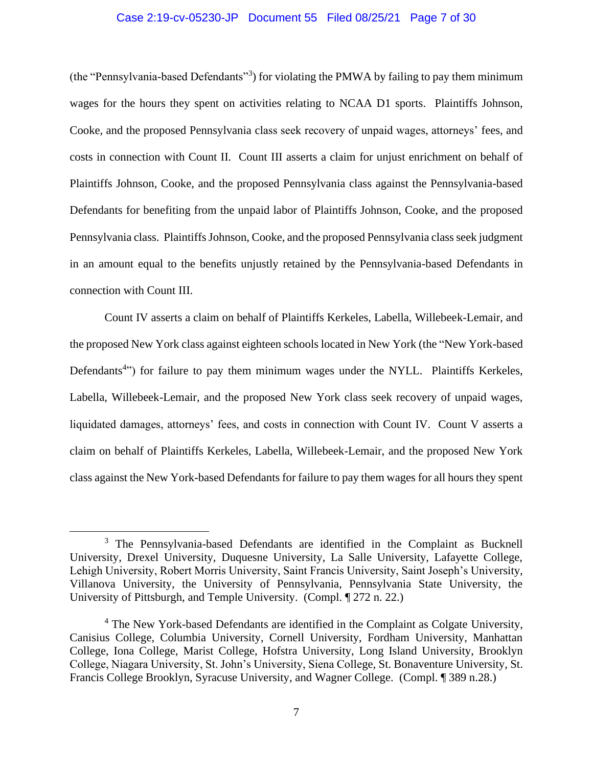(the "Pennsylvania-based Defendants"[3]) for violating the PMWA by failing to pay them minimum wages for the hours they spent on activities relating to NCAA D1 sports. Plaintiffs Johnson, Cooke, and the proposed Pennsylvania class seek recovery of unpaid wages, attorneys' fees, and costs in connection with Count II. Count III asserts a claim for unjust enrichment on behalf of Plaintiffs Johnson, Cooke, and the proposed Pennsylvania class against the Pennsylvania-based Defendants for benefiting from the unpaid labor of Plaintiffs Johnson, Cooke, and the proposed Pennsylvania class. Plaintiffs Johnson, Cooke, and the proposed Pennsylvania class seek judgment in an amount equal to the benefits unjustly retained by the Pennsylvania-based Defendants in connection with Count III.

Count IV asserts a claim on behalf of Plaintiffs Kerkeles, Labella, Willebeek-Lemair, and the proposed New York class against eighteen schools located in New York (the "New York-based Defendants[4]") for failure to pay them minimum wages under the NYLL. Plaintiffs Kerkeles, Labella, Willebeek-Lemair, and the proposed New York class seek recovery of unpaid wages, liquidated damages, attorneys' fees, and costs in connection with Count IV. Count V asserts a claim on behalf of Plaintiffs Kerkeles, Labella, Willebeek-Lemair, and the proposed New York class against the New York-based Defendants for failure to pay them wages for all hours they spent

---

[3] The Pennsylvania-based Defendants are identified in the Complaint as Bucknell University, Drexel University, Duquesne University, La Salle University, Lafayette College, Lehigh University, Robert Morris University, Saint Francis University, Saint Joseph's University, Villanova University, the University of Pennsylvania, Pennsylvania State University, the University of Pittsburgh, and Temple University. (Compl. ¶ 272 n. 22.)

[4] The New York-based Defendants are identified in the Complaint as Colgate University, Canisius College, Columbia University, Cornell University, Fordham University, Manhattan College, Iona College, Marist College, Hofstra University, Long Island University, Brooklyn College, Niagara University, St. John's University, Siena College, St. Bonaventure University, St. Francis College Brooklyn, Syracuse University, and Wagner College. (Compl. ¶ 389 n.28.)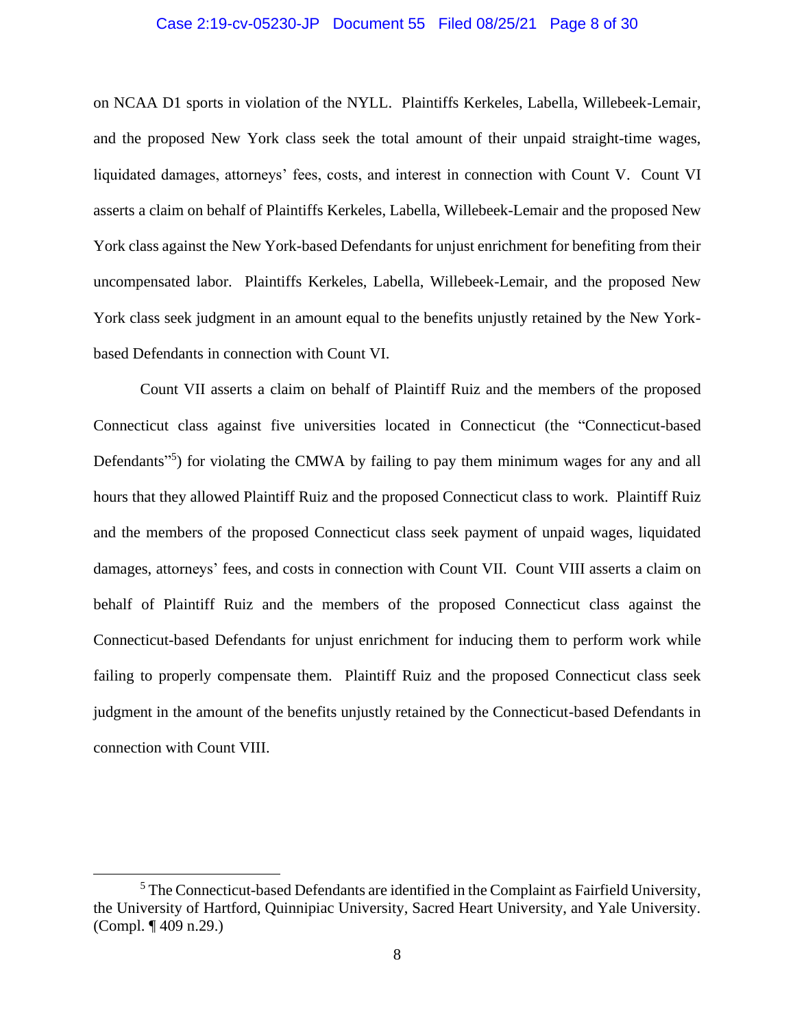on NCAA D1 sports in violation of the NYLL. Plaintiffs Kerkeles, Labella, Willebeek-Lemair, and the proposed New York class seek the total amount of their unpaid straight-time wages, liquidated damages, attorneys' fees, costs, and interest in connection with Count V. Count VI asserts a claim on behalf of Plaintiffs Kerkeles, Labella, Willebeek-Lemair and the proposed New York class against the New York-based Defendants for unjust enrichment for benefiting from their uncompensated labor. Plaintiffs Kerkeles, Labella, Willebeek-Lemair, and the proposed New York class seek judgment in an amount equal to the benefits unjustly retained by the New York-based Defendants in connection with Count VI.

Count VII asserts a claim on behalf of Plaintiff Ruiz and the members of the proposed Connecticut class against five universities located in Connecticut (the "Connecticut-based Defendants"[5]) for violating the CMWA by failing to pay them minimum wages for any and all hours that they allowed Plaintiff Ruiz and the proposed Connecticut class to work. Plaintiff Ruiz and the members of the proposed Connecticut class seek payment of unpaid wages, liquidated damages, attorneys' fees, and costs in connection with Count VII. Count VIII asserts a claim on behalf of Plaintiff Ruiz and the members of the proposed Connecticut class against the Connecticut-based Defendants for unjust enrichment for inducing them to perform work while failing to properly compensate them. Plaintiff Ruiz and the proposed Connecticut class seek judgment in the amount of the benefits unjustly retained by the Connecticut-based Defendants in connection with Count VIII.

---

[5] The Connecticut-based Defendants are identified in the Complaint as Fairfield University, the University of Hartford, Quinnipiac University, Sacred Heart University, and Yale University. (Compl. ¶ 409 n.29.)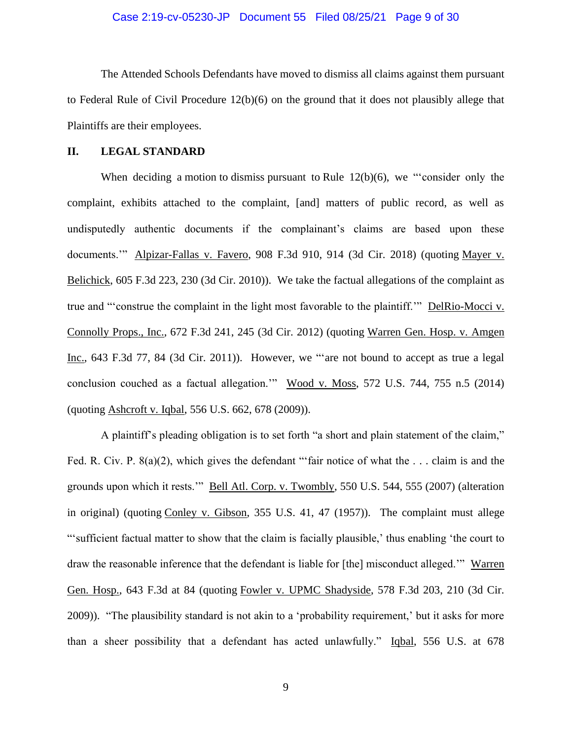The Attended Schools Defendants have moved to dismiss all claims against them pursuant to Federal Rule of Civil Procedure 12(b)(6) on the ground that it does not plausibly allege that Plaintiffs are their employees.

## II. LEGAL STANDARD

When deciding a motion to dismiss pursuant to Rule 12(b)(6), we "'consider only the complaint, exhibits attached to the complaint, [and] matters of public record, as well as undisputedly authentic documents if the complainant's claims are based upon these documents.'" Alpizar-Fallas v. Favero, 908 F.3d 910, 914 (3d Cir. 2018) (quoting Mayer v. Belichick, 605 F.3d 223, 230 (3d Cir. 2010)). We take the factual allegations of the complaint as true and "'construe the complaint in the light most favorable to the plaintiff.'" DelRio-Mocci v. Connolly Props., Inc., 672 F.3d 241, 245 (3d Cir. 2012) (quoting Warren Gen. Hosp. v. Amgen Inc., 643 F.3d 77, 84 (3d Cir. 2011)). However, we "'are not bound to accept as true a legal conclusion couched as a factual allegation.'" Wood v. Moss, 572 U.S. 744, 755 n.5 (2014) (quoting Ashcroft v. Iqbal, 556 U.S. 662, 678 (2009)).

A plaintiff's pleading obligation is to set forth "a short and plain statement of the claim," Fed. R. Civ. P. 8(a)(2), which gives the defendant "'fair notice of what the . . . claim is and the grounds upon which it rests.'" Bell Atl. Corp. v. Twombly, 550 U.S. 544, 555 (2007) (alteration in original) (quoting Conley v. Gibson, 355 U.S. 41, 47 (1957)). The complaint must allege "'sufficient factual matter to show that the claim is facially plausible,' thus enabling 'the court to draw the reasonable inference that the defendant is liable for [the] misconduct alleged.'" Warren Gen. Hosp., 643 F.3d at 84 (quoting Fowler v. UPMC Shadyside, 578 F.3d 203, 210 (3d Cir. 2009)). "The plausibility standard is not akin to a 'probability requirement,' but it asks for more than a sheer possibility that a defendant has acted unlawfully." Iqbal, 556 U.S. at 678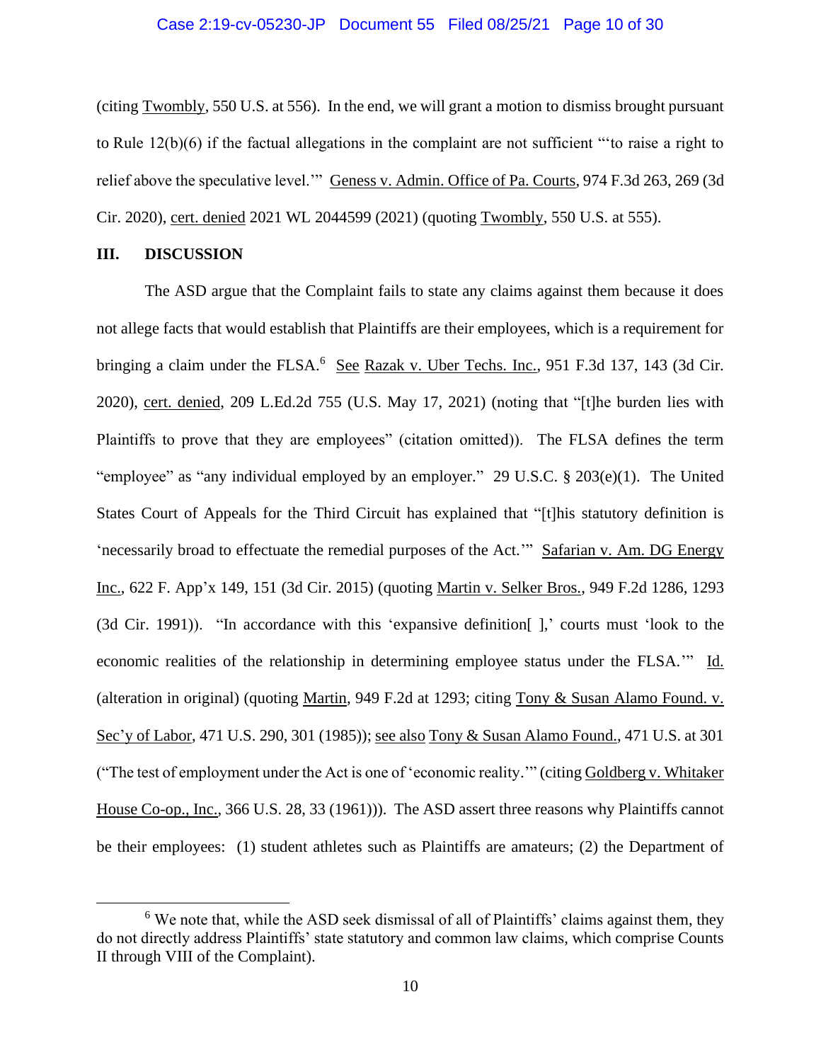(citing Twombly, 550 U.S. at 556). In the end, we will grant a motion to dismiss brought pursuant to Rule 12(b)(6) if the factual allegations in the complaint are not sufficient "'to raise a right to relief above the speculative level.'" Geness v. Admin. Office of Pa. Courts, 974 F.3d 263, 269 (3d Cir. 2020), cert. denied 2021 WL 2044599 (2021) (quoting Twombly, 550 U.S. at 555).

## III. DISCUSSION

The ASD argue that the Complaint fails to state any claims against them because it does not allege facts that would establish that Plaintiffs are their employees, which is a requirement for bringing a claim under the FLSA.[6] See Razak v. Uber Techs. Inc., 951 F.3d 137, 143 (3d Cir. 2020), cert. denied, 209 L.Ed.2d 755 (U.S. May 17, 2021) (noting that "[t]he burden lies with Plaintiffs to prove that they are employees" (citation omitted)). The FLSA defines the term "employee" as "any individual employed by an employer." 29 U.S.C. § 203(e)(1). The United States Court of Appeals for the Third Circuit has explained that "[t]his statutory definition is 'necessarily broad to effectuate the remedial purposes of the Act.'" Safarian v. Am. DG Energy Inc., 622 F. App'x 149, 151 (3d Cir. 2015) (quoting Martin v. Selker Bros., 949 F.2d 1286, 1293 (3d Cir. 1991)). "In accordance with this 'expansive definition[ ],' courts must 'look to the economic realities of the relationship in determining employee status under the FLSA.'" Id. (alteration in original) (quoting Martin, 949 F.2d at 1293; citing Tony & Susan Alamo Found. v. Sec'y of Labor, 471 U.S. 290, 301 (1985)); see also Tony & Susan Alamo Found., 471 U.S. at 301 ("The test of employment under the Act is one of 'economic reality.'" (citing Goldberg v. Whitaker House Co-op., Inc., 366 U.S. 28, 33 (1961))). The ASD assert three reasons why Plaintiffs cannot be their employees: (1) student athletes such as Plaintiffs are amateurs; (2) the Department of

[6] We note that, while the ASD seek dismissal of all of Plaintiffs' claims against them, they do not directly address Plaintiffs' state statutory and common law claims, which comprise Counts II through VIII of the Complaint).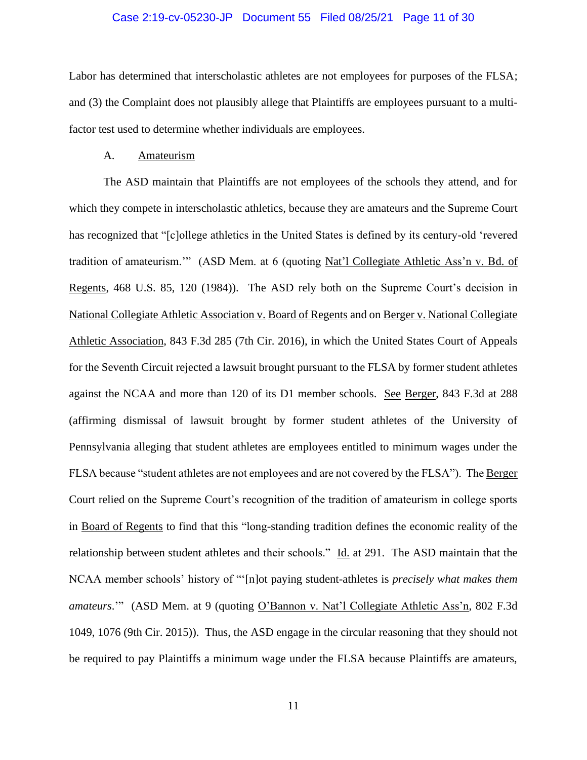Labor has determined that interscholastic athletes are not employees for purposes of the FLSA; and (3) the Complaint does not plausibly allege that Plaintiffs are employees pursuant to a multi-factor test used to determine whether individuals are employees.

A. Amateurism

The ASD maintain that Plaintiffs are not employees of the schools they attend, and for which they compete in interscholastic athletics, because they are amateurs and the Supreme Court has recognized that "[c]ollege athletics in the United States is defined by its century-old 'revered tradition of amateurism.'" (ASD Mem. at 6 (quoting Nat'l Collegiate Athletic Ass'n v. Bd. of Regents, 468 U.S. 85, 120 (1984)). The ASD rely both on the Supreme Court's decision in National Collegiate Athletic Association v. Board of Regents and on Berger v. National Collegiate Athletic Association, 843 F.3d 285 (7th Cir. 2016), in which the United States Court of Appeals for the Seventh Circuit rejected a lawsuit brought pursuant to the FLSA by former student athletes against the NCAA and more than 120 of its D1 member schools. See Berger, 843 F.3d at 288 (affirming dismissal of lawsuit brought by former student athletes of the University of Pennsylvania alleging that student athletes are employees entitled to minimum wages under the FLSA because "student athletes are not employees and are not covered by the FLSA"). The Berger Court relied on the Supreme Court's recognition of the tradition of amateurism in college sports in Board of Regents to find that this "long-standing tradition defines the economic reality of the relationship between student athletes and their schools." Id. at 291. The ASD maintain that the NCAA member schools' history of "'[n]ot paying student-athletes is *precisely what makes them amateurs*.'" (ASD Mem. at 9 (quoting O'Bannon v. Nat'l Collegiate Athletic Ass'n, 802 F.3d 1049, 1076 (9th Cir. 2015)). Thus, the ASD engage in the circular reasoning that they should not be required to pay Plaintiffs a minimum wage under the FLSA because Plaintiffs are amateurs,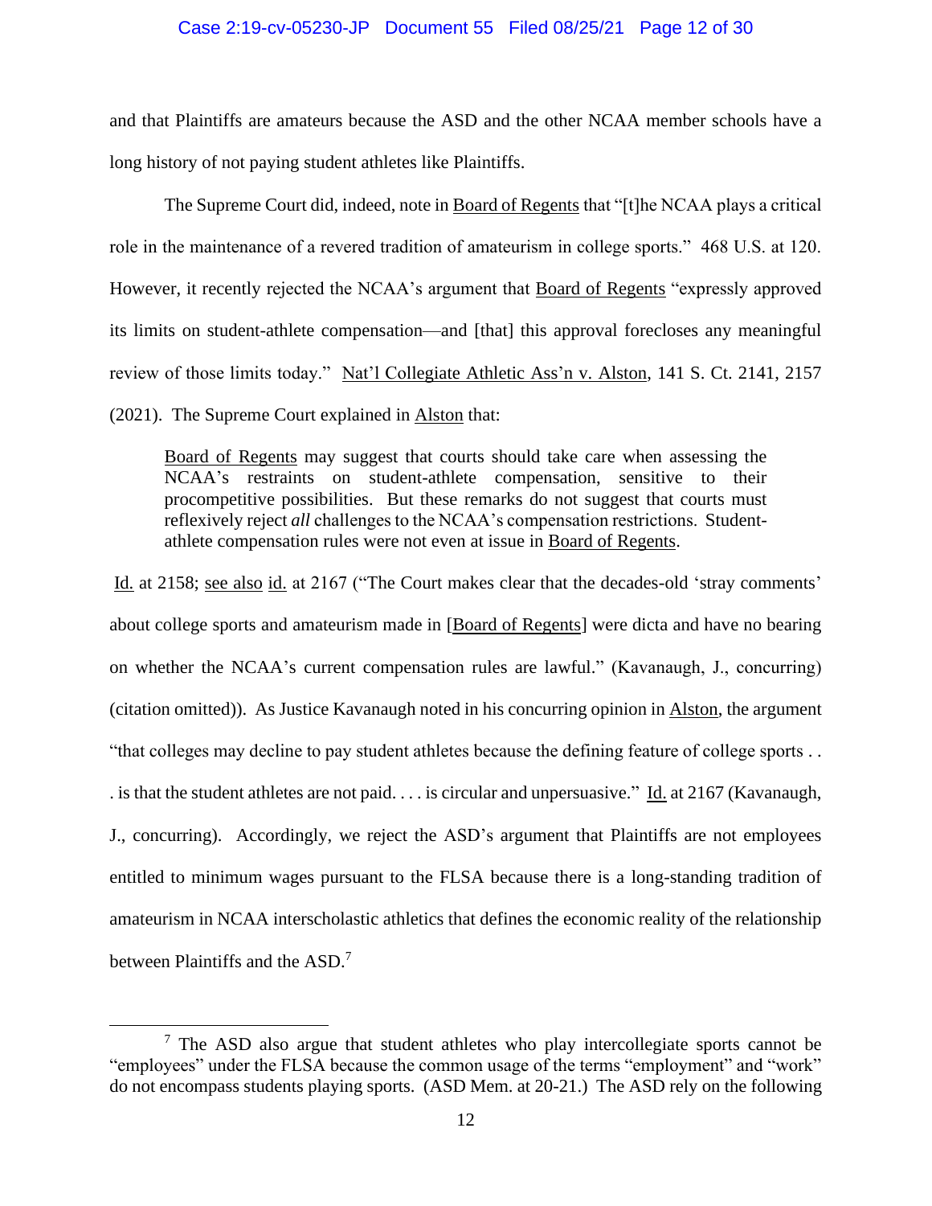and that Plaintiffs are amateurs because the ASD and the other NCAA member schools have a long history of not paying student athletes like Plaintiffs.

The Supreme Court did, indeed, note in Board of Regents that "[t]he NCAA plays a critical role in the maintenance of a revered tradition of amateurism in college sports." 468 U.S. at 120. However, it recently rejected the NCAA's argument that Board of Regents "expressly approved its limits on student-athlete compensation—and [that] this approval forecloses any meaningful review of those limits today." Nat'l Collegiate Athletic Ass'n v. Alston, 141 S. Ct. 2141, 2157 (2021). The Supreme Court explained in Alston that:

> Board of Regents may suggest that courts should take care when assessing the NCAA's restraints on student-athlete compensation, sensitive to their procompetitive possibilities. But these remarks do not suggest that courts must reflexively reject *all* challenges to the NCAA's compensation restrictions. Student-athlete compensation rules were not even at issue in Board of Regents.

Id. at 2158; see also id. at 2167 ("The Court makes clear that the decades-old 'stray comments' about college sports and amateurism made in [Board of Regents] were dicta and have no bearing on whether the NCAA's current compensation rules are lawful." (Kavanaugh, J., concurring) (citation omitted)). As Justice Kavanaugh noted in his concurring opinion in Alston, the argument "that colleges may decline to pay student athletes because the defining feature of college sports . . . is that the student athletes are not paid. . . . is circular and unpersuasive." Id. at 2167 (Kavanaugh, J., concurring). Accordingly, we reject the ASD's argument that Plaintiffs are not employees entitled to minimum wages pursuant to the FLSA because there is a long-standing tradition of amateurism in NCAA interscholastic athletics that defines the economic reality of the relationship between Plaintiffs and the ASD.[7]

---

[7] The ASD also argue that student athletes who play intercollegiate sports cannot be "employees" under the FLSA because the common usage of the terms "employment" and "work" do not encompass students playing sports. (ASD Mem. at 20-21.) The ASD rely on the following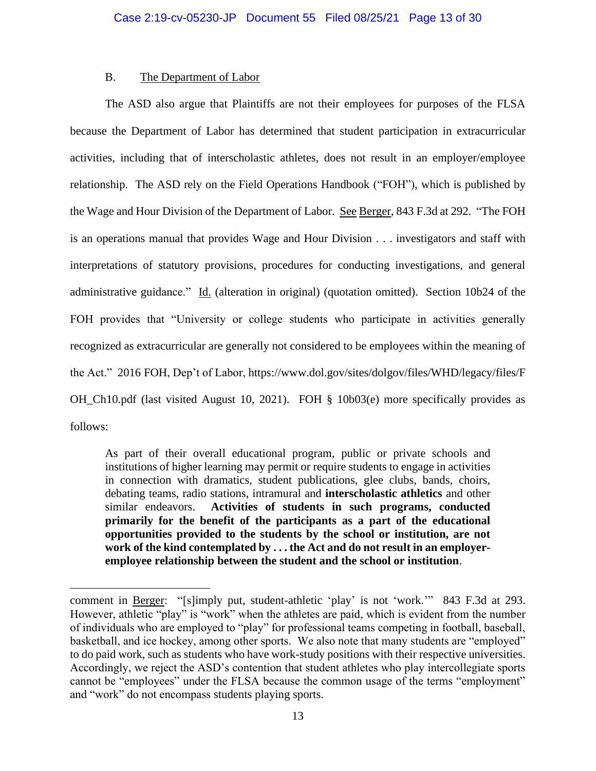B. <u>The Department of Labor</u>

The ASD also argue that Plaintiffs are not their employees for purposes of the FLSA because the Department of Labor has determined that student participation in extracurricular activities, including that of interscholastic athletes, does not result in an employer/employee relationship. The ASD rely on the Field Operations Handbook ("FOH"), which is published by the Wage and Hour Division of the Department of Labor. <u>See</u> <u>Berger</u>, 843 F.3d at 292. "The FOH is an operations manual that provides Wage and Hour Division . . . investigators and staff with interpretations of statutory provisions, procedures for conducting investigations, and general administrative guidance." <u>Id.</u> (alteration in original) (quotation omitted). Section 10b24 of the FOH provides that "University or college students who participate in activities generally recognized as extracurricular are generally not considered to be employees within the meaning of the Act." 2016 FOH, Dep't of Labor, https://www.dol.gov/sites/dolgov/files/WHD/legacy/files/FOH_Ch10.pdf (last visited August 10, 2021). FOH § 10b03(e) more specifically provides as follows:

> As part of their overall educational program, public or private schools and institutions of higher learning may permit or require students to engage in activities in connection with dramatics, student publications, glee clubs, bands, choirs, debating teams, radio stations, intramural and **interscholastic athletics** and other similar endeavors. **Activities of students in such programs, conducted primarily for the benefit of the participants as a part of the educational opportunities provided to the students by the school or institution, are not work of the kind contemplated by . . . the Act and do not result in an employer-employee relationship between the student and the school or institution**.

---

comment in <u>Berger</u>: "[s]imply put, student-athletic 'play' is not 'work.'" 843 F.3d at 293. However, athletic "play" is "work" when the athletes are paid, which is evident from the number of individuals who are employed to "play" for professional teams competing in football, baseball, basketball, and ice hockey, among other sports. We also note that many students are "employed" to do paid work, such as students who have work-study positions with their respective universities. Accordingly, we reject the ASD's contention that student athletes who play intercollegiate sports cannot be "employees" under the FLSA because the common usage of the terms "employment" and "work" do not encompass students playing sports.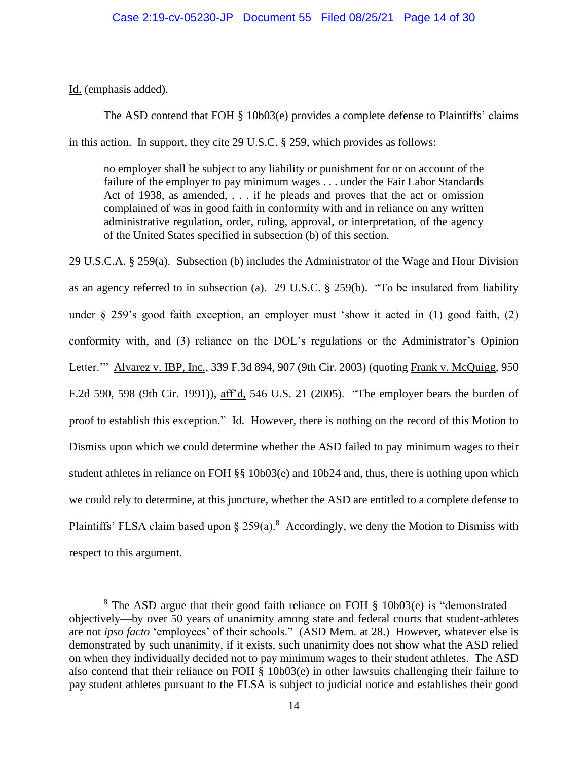Id. (emphasis added).

The ASD contend that FOH § 10b03(e) provides a complete defense to Plaintiffs' claims in this action. In support, they cite 29 U.S.C. § 259, which provides as follows:

> no employer shall be subject to any liability or punishment for or on account of the failure of the employer to pay minimum wages . . . under the Fair Labor Standards Act of 1938, as amended, . . . if he pleads and proves that the act or omission complained of was in good faith in conformity with and in reliance on any written administrative regulation, order, ruling, approval, or interpretation, of the agency of the United States specified in subsection (b) of this section.

29 U.S.C.A. § 259(a). Subsection (b) includes the Administrator of the Wage and Hour Division as an agency referred to in subsection (a). 29 U.S.C. § 259(b). "To be insulated from liability under § 259's good faith exception, an employer must 'show it acted in (1) good faith, (2) conformity with, and (3) reliance on the DOL's regulations or the Administrator's Opinion Letter.'" Alvarez v. IBP, Inc., 339 F.3d 894, 907 (9th Cir. 2003) (quoting Frank v. McQuigg, 950 F.2d 590, 598 (9th Cir. 1991)), aff'd, 546 U.S. 21 (2005). "The employer bears the burden of proof to establish this exception." Id. However, there is nothing on the record of this Motion to Dismiss upon which we could determine whether the ASD failed to pay minimum wages to their student athletes in reliance on FOH §§ 10b03(e) and 10b24 and, thus, there is nothing upon which we could rely to determine, at this juncture, whether the ASD are entitled to a complete defense to Plaintiffs' FLSA claim based upon § 259(a).[8] Accordingly, we deny the Motion to Dismiss with respect to this argument.

---

[8] The ASD argue that their good faith reliance on FOH § 10b03(e) is "demonstrated—objectively—by over 50 years of unanimity among state and federal courts that student-athletes are not *ipso facto* 'employees' of their schools." (ASD Mem. at 28.) However, whatever else is demonstrated by such unanimity, if it exists, such unanimity does not show what the ASD relied on when they individually decided not to pay minimum wages to their student athletes. The ASD also contend that their reliance on FOH § 10b03(e) in other lawsuits challenging their failure to pay student athletes pursuant to the FLSA is subject to judicial notice and establishes their good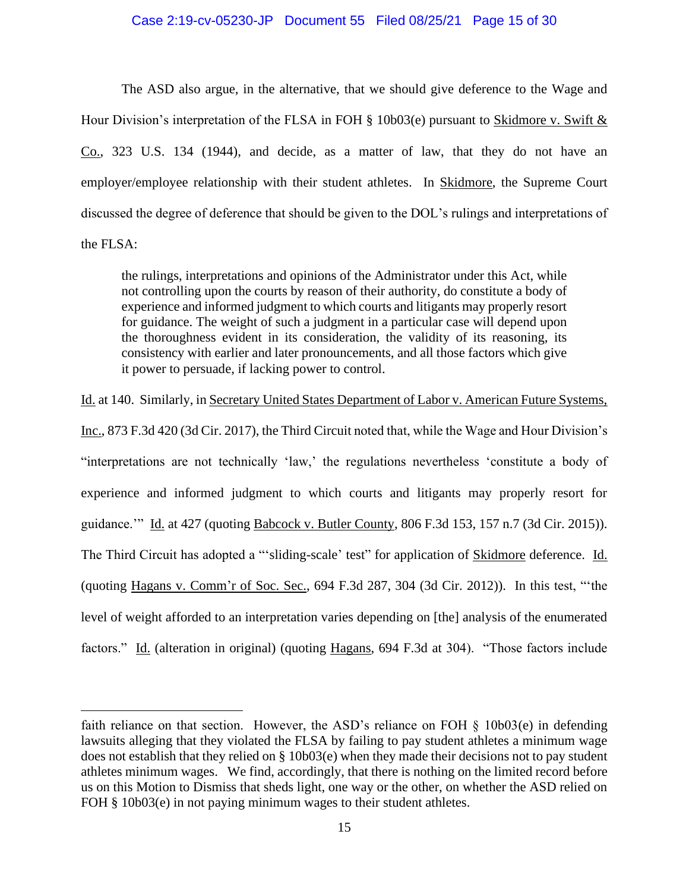The ASD also argue, in the alternative, that we should give deference to the Wage and Hour Division's interpretation of the FLSA in FOH § 10b03(e) pursuant to Skidmore v. Swift & Co., 323 U.S. 134 (1944), and decide, as a matter of law, that they do not have an employer/employee relationship with their student athletes. In Skidmore, the Supreme Court discussed the degree of deference that should be given to the DOL's rulings and interpretations of the FLSA:

> the rulings, interpretations and opinions of the Administrator under this Act, while not controlling upon the courts by reason of their authority, do constitute a body of experience and informed judgment to which courts and litigants may properly resort for guidance. The weight of such a judgment in a particular case will depend upon the thoroughness evident in its consideration, the validity of its reasoning, its consistency with earlier and later pronouncements, and all those factors which give it power to persuade, if lacking power to control.

Id. at 140. Similarly, in Secretary United States Department of Labor v. American Future Systems, Inc., 873 F.3d 420 (3d Cir. 2017), the Third Circuit noted that, while the Wage and Hour Division's "interpretations are not technically 'law,' the regulations nevertheless 'constitute a body of experience and informed judgment to which courts and litigants may properly resort for guidance.'" Id. at 427 (quoting Babcock v. Butler County, 806 F.3d 153, 157 n.7 (3d Cir. 2015)). The Third Circuit has adopted a "'sliding-scale' test" for application of Skidmore deference. Id. (quoting Hagans v. Comm'r of Soc. Sec., 694 F.3d 287, 304 (3d Cir. 2012)). In this test, "'the level of weight afforded to an interpretation varies depending on [the] analysis of the enumerated factors." Id. (alteration in original) (quoting Hagans, 694 F.3d at 304). "Those factors include

---

faith reliance on that section. However, the ASD's reliance on FOH § 10b03(e) in defending lawsuits alleging that they violated the FLSA by failing to pay student athletes a minimum wage does not establish that they relied on § 10b03(e) when they made their decisions not to pay student athletes minimum wages. We find, accordingly, that there is nothing on the limited record before us on this Motion to Dismiss that sheds light, one way or the other, on whether the ASD relied on FOH § 10b03(e) in not paying minimum wages to their student athletes.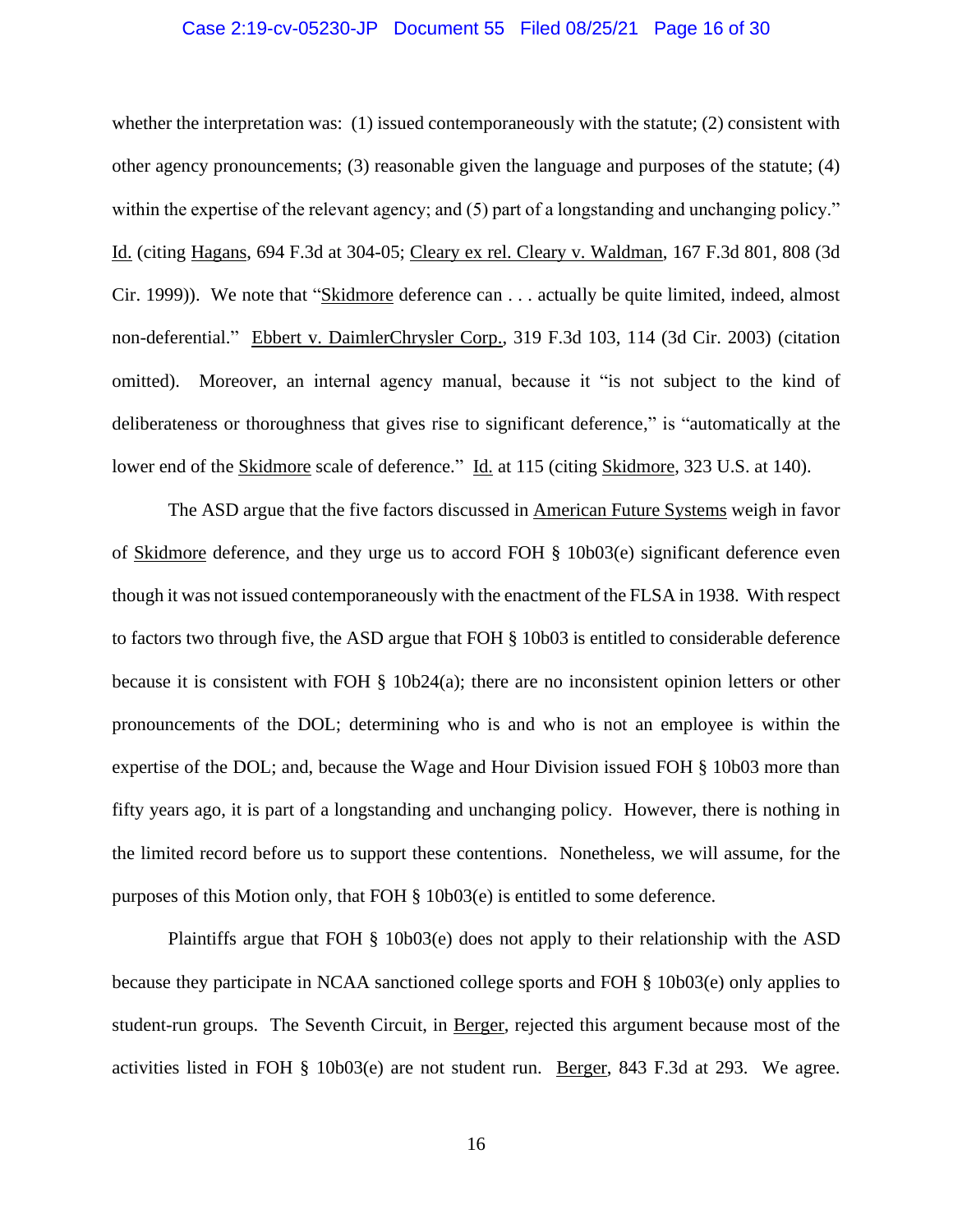whether the interpretation was: (1) issued contemporaneously with the statute; (2) consistent with other agency pronouncements; (3) reasonable given the language and purposes of the statute; (4) within the expertise of the relevant agency; and (5) part of a longstanding and unchanging policy." Id. (citing Hagans, 694 F.3d at 304-05; Cleary ex rel. Cleary v. Waldman, 167 F.3d 801, 808 (3d Cir. 1999)). We note that "Skidmore deference can . . . actually be quite limited, indeed, almost non-deferential." Ebbert v. DaimlerChrysler Corp., 319 F.3d 103, 114 (3d Cir. 2003) (citation omitted). Moreover, an internal agency manual, because it "is not subject to the kind of deliberateness or thoroughness that gives rise to significant deference," is "automatically at the lower end of the Skidmore scale of deference." Id. at 115 (citing Skidmore, 323 U.S. at 140).

The ASD argue that the five factors discussed in American Future Systems weigh in favor of Skidmore deference, and they urge us to accord FOH § 10b03(e) significant deference even though it was not issued contemporaneously with the enactment of the FLSA in 1938. With respect to factors two through five, the ASD argue that FOH § 10b03 is entitled to considerable deference because it is consistent with FOH § 10b24(a); there are no inconsistent opinion letters or other pronouncements of the DOL; determining who is and who is not an employee is within the expertise of the DOL; and, because the Wage and Hour Division issued FOH § 10b03 more than fifty years ago, it is part of a longstanding and unchanging policy. However, there is nothing in the limited record before us to support these contentions. Nonetheless, we will assume, for the purposes of this Motion only, that FOH § 10b03(e) is entitled to some deference.

Plaintiffs argue that FOH § 10b03(e) does not apply to their relationship with the ASD because they participate in NCAA sanctioned college sports and FOH § 10b03(e) only applies to student-run groups. The Seventh Circuit, in Berger, rejected this argument because most of the activities listed in FOH § 10b03(e) are not student run. Berger, 843 F.3d at 293. We agree.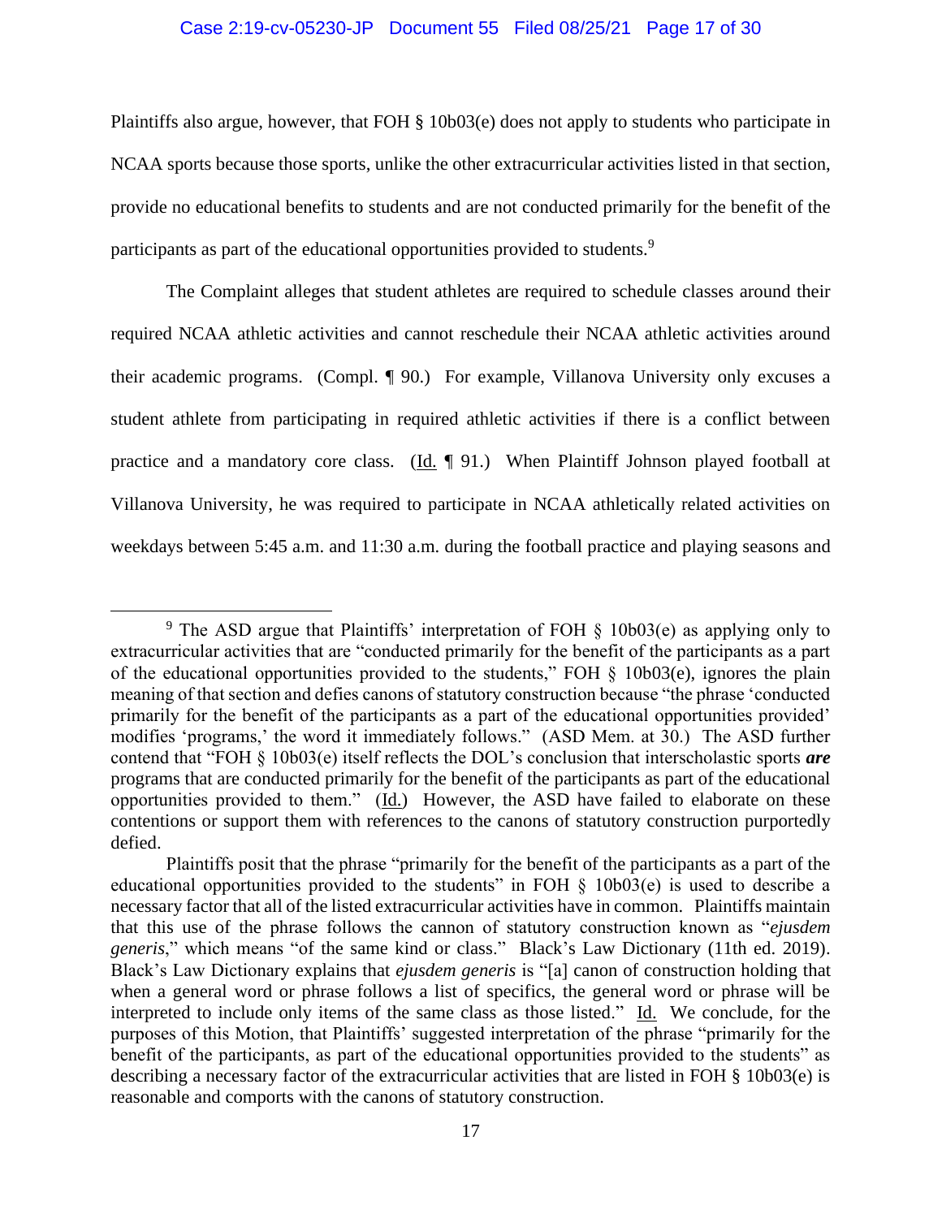Plaintiffs also argue, however, that FOH § 10b03(e) does not apply to students who participate in NCAA sports because those sports, unlike the other extracurricular activities listed in that section, provide no educational benefits to students and are not conducted primarily for the benefit of the participants as part of the educational opportunities provided to students.[9]

The Complaint alleges that student athletes are required to schedule classes around their required NCAA athletic activities and cannot reschedule their NCAA athletic activities around their academic programs. (Compl. ¶ 90.) For example, Villanova University only excuses a student athlete from participating in required athletic activities if there is a conflict between practice and a mandatory core class. (Id. ¶ 91.) When Plaintiff Johnson played football at Villanova University, he was required to participate in NCAA athletically related activities on weekdays between 5:45 a.m. and 11:30 a.m. during the football practice and playing seasons and

---

[9] The ASD argue that Plaintiffs' interpretation of FOH § 10b03(e) as applying only to extracurricular activities that are "conducted primarily for the benefit of the participants as a part of the educational opportunities provided to the students," FOH § 10b03(e), ignores the plain meaning of that section and defies canons of statutory construction because "the phrase 'conducted primarily for the benefit of the participants as a part of the educational opportunities provided' modifies 'programs,' the word it immediately follows." (ASD Mem. at 30.) The ASD further contend that "FOH § 10b03(e) itself reflects the DOL's conclusion that interscholastic sports ***are*** programs that are conducted primarily for the benefit of the participants as part of the educational opportunities provided to them." (Id.) However, the ASD have failed to elaborate on these contentions or support them with references to the canons of statutory construction purportedly defied.

Plaintiffs posit that the phrase "primarily for the benefit of the participants as a part of the educational opportunities provided to the students" in FOH § 10b03(e) is used to describe a necessary factor that all of the listed extracurricular activities have in common. Plaintiffs maintain that this use of the phrase follows the cannon of statutory construction known as "*ejusdem generis*," which means "of the same kind or class." Black's Law Dictionary (11th ed. 2019). Black's Law Dictionary explains that *ejusdem generis* is "[a] canon of construction holding that when a general word or phrase follows a list of specifics, the general word or phrase will be interpreted to include only items of the same class as those listed." Id. We conclude, for the purposes of this Motion, that Plaintiffs' suggested interpretation of the phrase "primarily for the benefit of the participants, as part of the educational opportunities provided to the students" as describing a necessary factor of the extracurricular activities that are listed in FOH § 10b03(e) is reasonable and comports with the canons of statutory construction.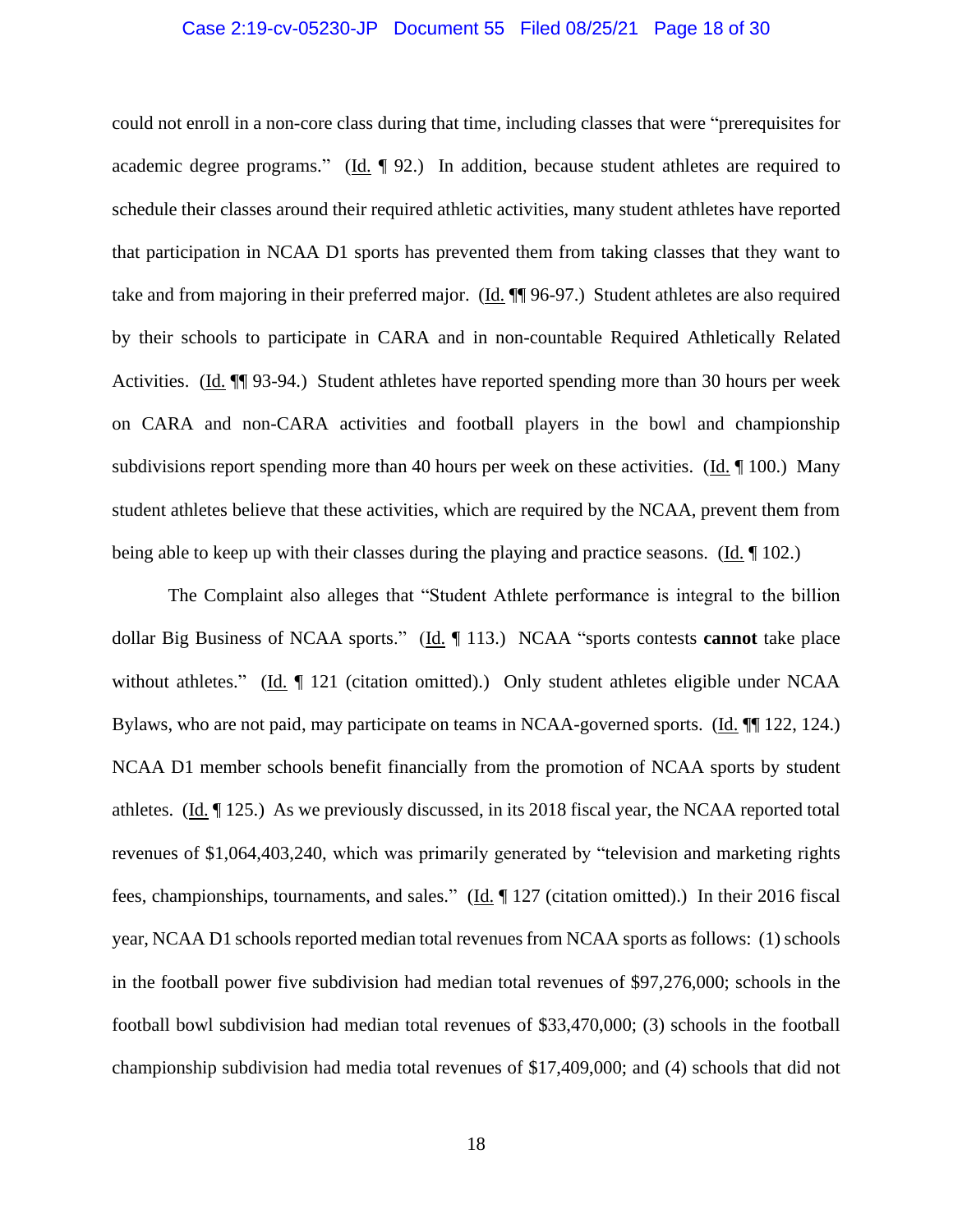could not enroll in a non-core class during that time, including classes that were "prerequisites for academic degree programs." (Id. ¶ 92.) In addition, because student athletes are required to schedule their classes around their required athletic activities, many student athletes have reported that participation in NCAA D1 sports has prevented them from taking classes that they want to take and from majoring in their preferred major. (Id. ¶¶ 96-97.) Student athletes are also required by their schools to participate in CARA and in non-countable Required Athletically Related Activities. (Id. ¶¶ 93-94.) Student athletes have reported spending more than 30 hours per week on CARA and non-CARA activities and football players in the bowl and championship subdivisions report spending more than 40 hours per week on these activities. (Id. ¶ 100.) Many student athletes believe that these activities, which are required by the NCAA, prevent them from being able to keep up with their classes during the playing and practice seasons. (Id. ¶ 102.)

The Complaint also alleges that "Student Athlete performance is integral to the billion dollar Big Business of NCAA sports." (Id. ¶ 113.) NCAA "sports contests **cannot** take place without athletes." (Id. ¶ 121 (citation omitted).) Only student athletes eligible under NCAA Bylaws, who are not paid, may participate on teams in NCAA-governed sports. (Id. ¶¶ 122, 124.) NCAA D1 member schools benefit financially from the promotion of NCAA sports by student athletes. (Id. ¶ 125.) As we previously discussed, in its 2018 fiscal year, the NCAA reported total revenues of $1,064,403,240, which was primarily generated by "television and marketing rights fees, championships, tournaments, and sales." (Id. ¶ 127 (citation omitted).) In their 2016 fiscal year, NCAA D1 schools reported median total revenues from NCAA sports as follows: (1) schools in the football power five subdivision had median total revenues of $97,276,000; schools in the football bowl subdivision had median total revenues of $33,470,000; (3) schools in the football championship subdivision had media total revenues of $17,409,000; and (4) schools that did not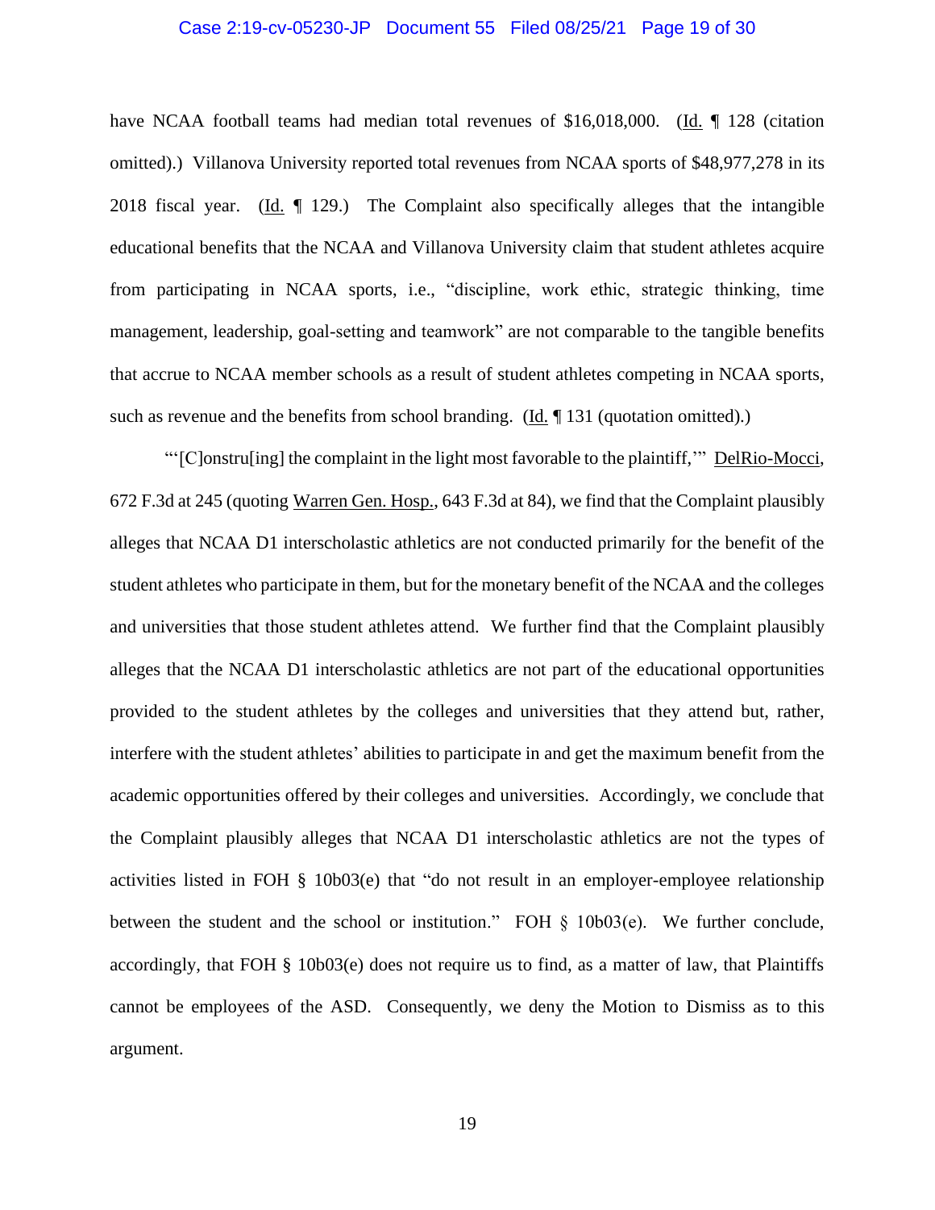have NCAA football teams had median total revenues of $16,018,000. (Id. ¶ 128 (citation omitted).) Villanova University reported total revenues from NCAA sports of $48,977,278 in its 2018 fiscal year. (Id. ¶ 129.) The Complaint also specifically alleges that the intangible educational benefits that the NCAA and Villanova University claim that student athletes acquire from participating in NCAA sports, i.e., "discipline, work ethic, strategic thinking, time management, leadership, goal-setting and teamwork" are not comparable to the tangible benefits that accrue to NCAA member schools as a result of student athletes competing in NCAA sports, such as revenue and the benefits from school branding. (Id. ¶ 131 (quotation omitted).)

"'[C]onstru[ing] the complaint in the light most favorable to the plaintiff,'" DelRio-Mocci, 672 F.3d at 245 (quoting Warren Gen. Hosp., 643 F.3d at 84), we find that the Complaint plausibly alleges that NCAA D1 interscholastic athletics are not conducted primarily for the benefit of the student athletes who participate in them, but for the monetary benefit of the NCAA and the colleges and universities that those student athletes attend. We further find that the Complaint plausibly alleges that the NCAA D1 interscholastic athletics are not part of the educational opportunities provided to the student athletes by the colleges and universities that they attend but, rather, interfere with the student athletes' abilities to participate in and get the maximum benefit from the academic opportunities offered by their colleges and universities. Accordingly, we conclude that the Complaint plausibly alleges that NCAA D1 interscholastic athletics are not the types of activities listed in FOH § 10b03(e) that "do not result in an employer-employee relationship between the student and the school or institution." FOH § 10b03(e). We further conclude, accordingly, that FOH § 10b03(e) does not require us to find, as a matter of law, that Plaintiffs cannot be employees of the ASD. Consequently, we deny the Motion to Dismiss as to this argument.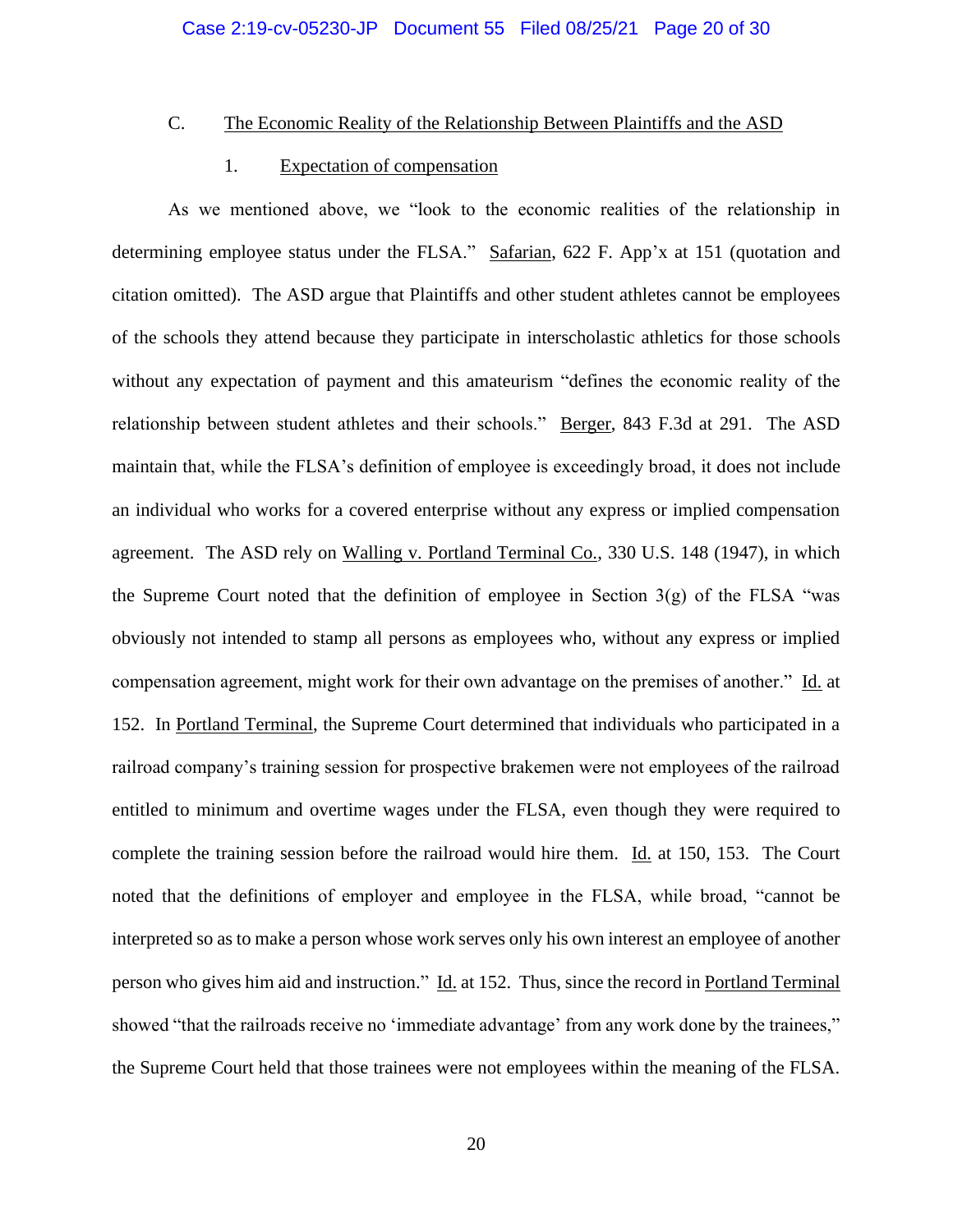### C. The Economic Reality of the Relationship Between Plaintiffs and the ASD

#### 1. Expectation of compensation

As we mentioned above, we "look to the economic realities of the relationship in determining employee status under the FLSA." Safarian, 622 F. App'x at 151 (quotation and citation omitted). The ASD argue that Plaintiffs and other student athletes cannot be employees of the schools they attend because they participate in interscholastic athletics for those schools without any expectation of payment and this amateurism "defines the economic reality of the relationship between student athletes and their schools." Berger, 843 F.3d at 291. The ASD maintain that, while the FLSA's definition of employee is exceedingly broad, it does not include an individual who works for a covered enterprise without any express or implied compensation agreement. The ASD rely on Walling v. Portland Terminal Co., 330 U.S. 148 (1947), in which the Supreme Court noted that the definition of employee in Section 3(g) of the FLSA "was obviously not intended to stamp all persons as employees who, without any express or implied compensation agreement, might work for their own advantage on the premises of another." Id. at 152. In Portland Terminal, the Supreme Court determined that individuals who participated in a railroad company's training session for prospective brakemen were not employees of the railroad entitled to minimum and overtime wages under the FLSA, even though they were required to complete the training session before the railroad would hire them. Id. at 150, 153. The Court noted that the definitions of employer and employee in the FLSA, while broad, "cannot be interpreted so as to make a person whose work serves only his own interest an employee of another person who gives him aid and instruction." Id. at 152. Thus, since the record in Portland Terminal showed "that the railroads receive no 'immediate advantage' from any work done by the trainees," the Supreme Court held that those trainees were not employees within the meaning of the FLSA.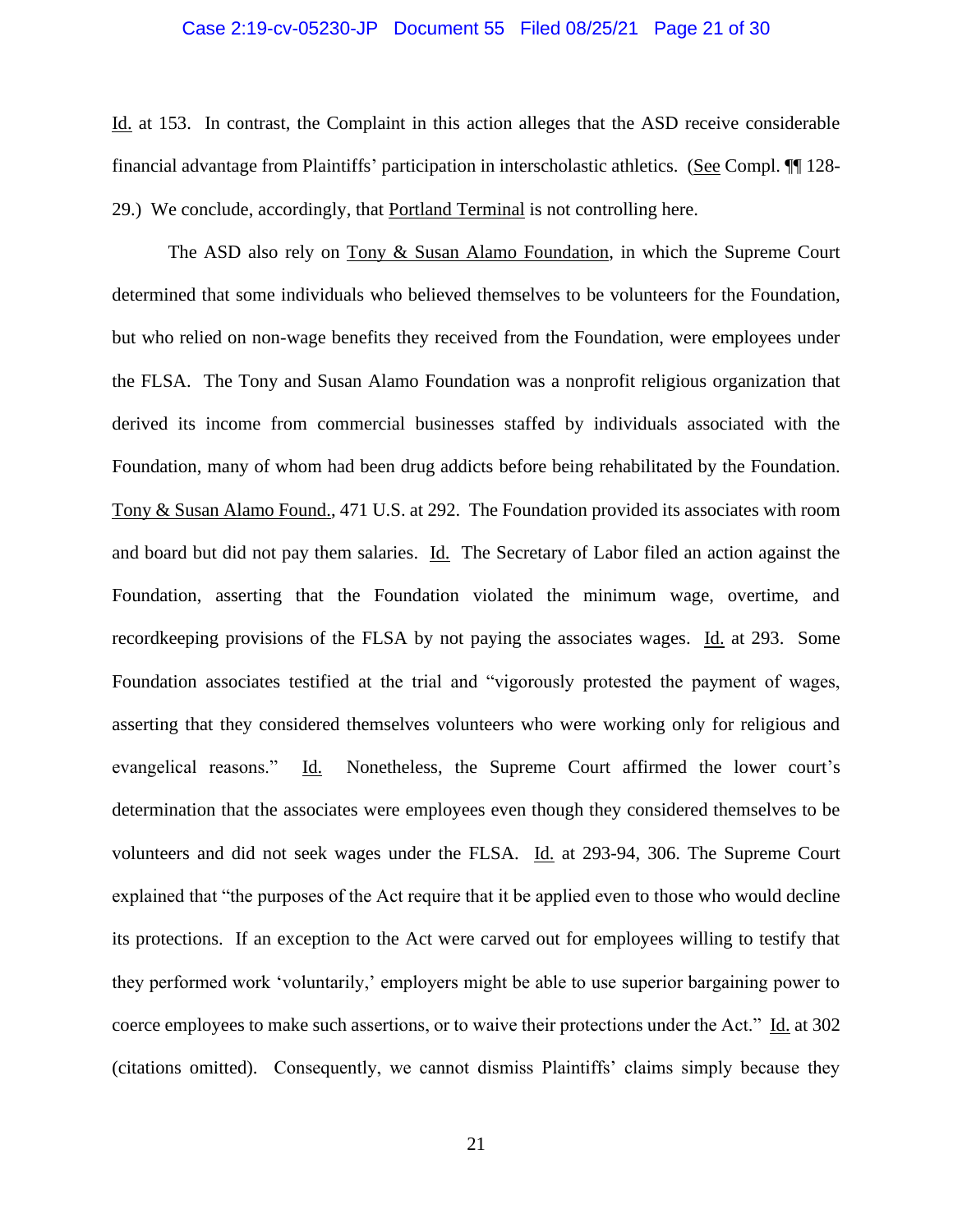Id. at 153. In contrast, the Complaint in this action alleges that the ASD receive considerable financial advantage from Plaintiffs' participation in interscholastic athletics. (See Compl. ¶¶ 128-29.) We conclude, accordingly, that Portland Terminal is not controlling here.

The ASD also rely on Tony & Susan Alamo Foundation, in which the Supreme Court determined that some individuals who believed themselves to be volunteers for the Foundation, but who relied on non-wage benefits they received from the Foundation, were employees under the FLSA. The Tony and Susan Alamo Foundation was a nonprofit religious organization that derived its income from commercial businesses staffed by individuals associated with the Foundation, many of whom had been drug addicts before being rehabilitated by the Foundation. Tony & Susan Alamo Found., 471 U.S. at 292. The Foundation provided its associates with room and board but did not pay them salaries. Id. The Secretary of Labor filed an action against the Foundation, asserting that the Foundation violated the minimum wage, overtime, and recordkeeping provisions of the FLSA by not paying the associates wages. Id. at 293. Some Foundation associates testified at the trial and "vigorously protested the payment of wages, asserting that they considered themselves volunteers who were working only for religious and evangelical reasons." Id. Nonetheless, the Supreme Court affirmed the lower court's determination that the associates were employees even though they considered themselves to be volunteers and did not seek wages under the FLSA. Id. at 293-94, 306. The Supreme Court explained that "the purposes of the Act require that it be applied even to those who would decline its protections. If an exception to the Act were carved out for employees willing to testify that they performed work 'voluntarily,' employers might be able to use superior bargaining power to coerce employees to make such assertions, or to waive their protections under the Act." Id. at 302 (citations omitted). Consequently, we cannot dismiss Plaintiffs' claims simply because they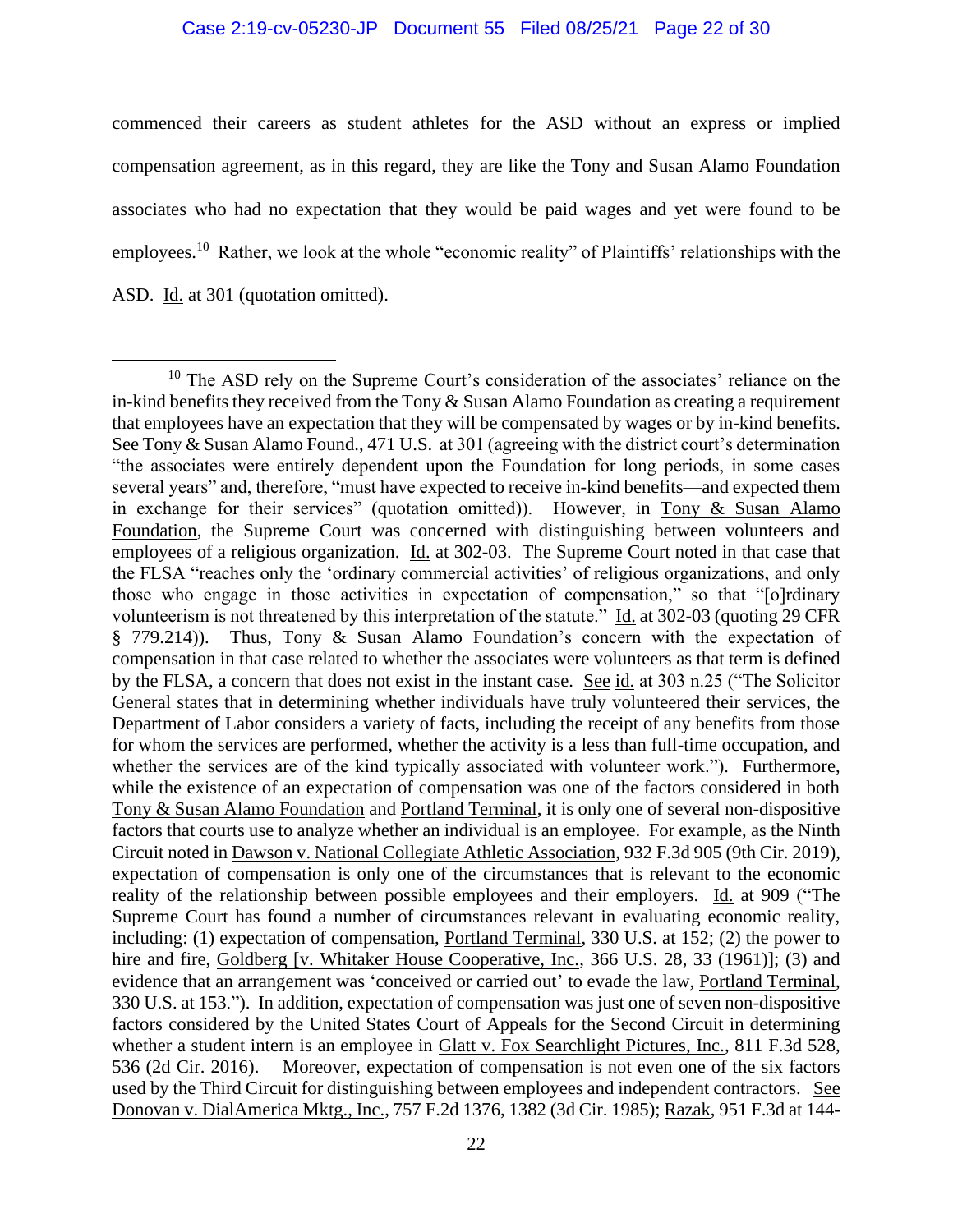commenced their careers as student athletes for the ASD without an express or implied compensation agreement, as in this regard, they are like the Tony and Susan Alamo Foundation associates who had no expectation that they would be paid wages and yet were found to be employees.[10] Rather, we look at the whole "economic reality" of Plaintiffs' relationships with the ASD. Id. at 301 (quotation omitted).

---

[10] The ASD rely on the Supreme Court's consideration of the associates' reliance on the in-kind benefits they received from the Tony & Susan Alamo Foundation as creating a requirement that employees have an expectation that they will be compensated by wages or by in-kind benefits. See Tony & Susan Alamo Found., 471 U.S. at 301 (agreeing with the district court's determination "the associates were entirely dependent upon the Foundation for long periods, in some cases several years" and, therefore, "must have expected to receive in-kind benefits—and expected them in exchange for their services" (quotation omitted)). However, in Tony & Susan Alamo Foundation, the Supreme Court was concerned with distinguishing between volunteers and employees of a religious organization. Id. at 302-03. The Supreme Court noted in that case that the FLSA "reaches only the 'ordinary commercial activities' of religious organizations, and only those who engage in those activities in expectation of compensation," so that "[o]rdinary volunteerism is not threatened by this interpretation of the statute." Id. at 302-03 (quoting 29 CFR § 779.214)). Thus, Tony & Susan Alamo Foundation's concern with the expectation of compensation in that case related to whether the associates were volunteers as that term is defined by the FLSA, a concern that does not exist in the instant case. See id. at 303 n.25 ("The Solicitor General states that in determining whether individuals have truly volunteered their services, the Department of Labor considers a variety of facts, including the receipt of any benefits from those for whom the services are performed, whether the activity is a less than full-time occupation, and whether the services are of the kind typically associated with volunteer work."). Furthermore, while the existence of an expectation of compensation was one of the factors considered in both Tony & Susan Alamo Foundation and Portland Terminal, it is only one of several non-dispositive factors that courts use to analyze whether an individual is an employee. For example, as the Ninth Circuit noted in Dawson v. National Collegiate Athletic Association, 932 F.3d 905 (9th Cir. 2019), expectation of compensation is only one of the circumstances that is relevant to the economic reality of the relationship between possible employees and their employers. Id. at 909 ("The Supreme Court has found a number of circumstances relevant in evaluating economic reality, including: (1) expectation of compensation, Portland Terminal, 330 U.S. at 152; (2) the power to hire and fire, Goldberg [v. Whitaker House Cooperative, Inc., 366 U.S. 28, 33 (1961)]; (3) and evidence that an arrangement was 'conceived or carried out' to evade the law, Portland Terminal, 330 U.S. at 153."). In addition, expectation of compensation was just one of seven non-dispositive factors considered by the United States Court of Appeals for the Second Circuit in determining whether a student intern is an employee in Glatt v. Fox Searchlight Pictures, Inc., 811 F.3d 528, 536 (2d Cir. 2016). Moreover, expectation of compensation is not even one of the six factors used by the Third Circuit for distinguishing between employees and independent contractors. See Donovan v. DialAmerica Mktg., Inc., 757 F.2d 1376, 1382 (3d Cir. 1985); Razak, 951 F.3d at 144-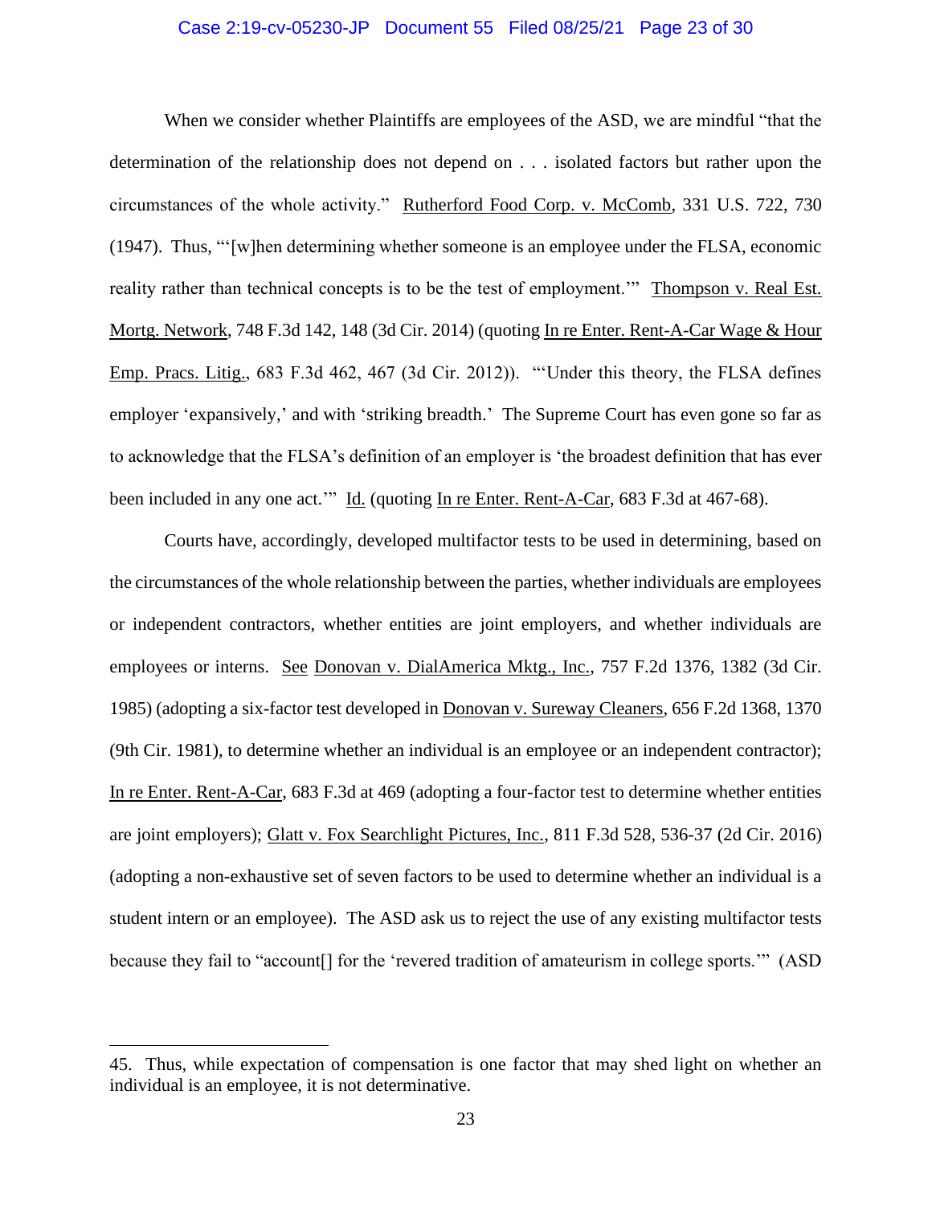When we consider whether Plaintiffs are employees of the ASD, we are mindful "that the determination of the relationship does not depend on . . . isolated factors but rather upon the circumstances of the whole activity." Rutherford Food Corp. v. McComb, 331 U.S. 722, 730 (1947). Thus, "'[w]hen determining whether someone is an employee under the FLSA, economic reality rather than technical concepts is to be the test of employment.'" Thompson v. Real Est. Mortg. Network, 748 F.3d 142, 148 (3d Cir. 2014) (quoting In re Enter. Rent-A-Car Wage & Hour Emp. Pracs. Litig., 683 F.3d 462, 467 (3d Cir. 2012)). "'Under this theory, the FLSA defines employer 'expansively,' and with 'striking breadth.' The Supreme Court has even gone so far as to acknowledge that the FLSA's definition of an employer is 'the broadest definition that has ever been included in any one act.'" Id. (quoting In re Enter. Rent-A-Car, 683 F.3d at 467-68).

Courts have, accordingly, developed multifactor tests to be used in determining, based on the circumstances of the whole relationship between the parties, whether individuals are employees or independent contractors, whether entities are joint employers, and whether individuals are employees or interns. See Donovan v. DialAmerica Mktg., Inc., 757 F.2d 1376, 1382 (3d Cir. 1985) (adopting a six-factor test developed in Donovan v. Sureway Cleaners, 656 F.2d 1368, 1370 (9th Cir. 1981), to determine whether an individual is an employee or an independent contractor); In re Enter. Rent-A-Car, 683 F.3d at 469 (adopting a four-factor test to determine whether entities are joint employers); Glatt v. Fox Searchlight Pictures, Inc., 811 F.3d 528, 536-37 (2d Cir. 2016) (adopting a non-exhaustive set of seven factors to be used to determine whether an individual is a student intern or an employee). The ASD ask us to reject the use of any existing multifactor tests because they fail to "account[] for the 'revered tradition of amateurism in college sports.'" (ASD

---

45. Thus, while expectation of compensation is one factor that may shed light on whether an individual is an employee, it is not determinative.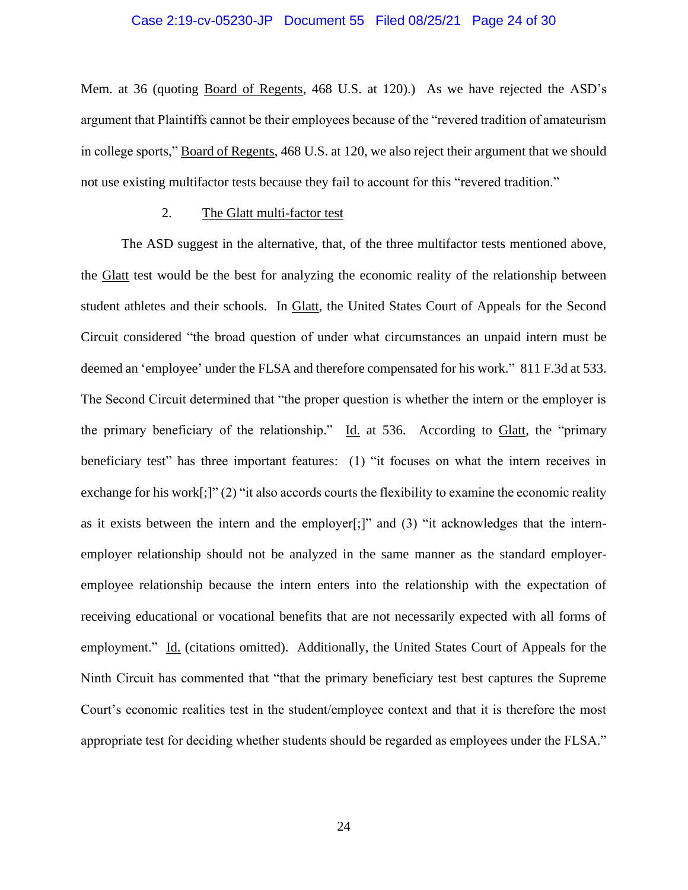Mem. at 36 (quoting Board of Regents, 468 U.S. at 120).) As we have rejected the ASD's argument that Plaintiffs cannot be their employees because of the "revered tradition of amateurism in college sports," Board of Regents, 468 U.S. at 120, we also reject their argument that we should not use existing multifactor tests because they fail to account for this "revered tradition."

2. The Glatt multi-factor test

The ASD suggest in the alternative, that, of the three multifactor tests mentioned above, the Glatt test would be the best for analyzing the economic reality of the relationship between student athletes and their schools. In Glatt, the United States Court of Appeals for the Second Circuit considered "the broad question of under what circumstances an unpaid intern must be deemed an 'employee' under the FLSA and therefore compensated for his work." 811 F.3d at 533. The Second Circuit determined that "the proper question is whether the intern or the employer is the primary beneficiary of the relationship." Id. at 536. According to Glatt, the "primary beneficiary test" has three important features: (1) "it focuses on what the intern receives in exchange for his work[;]" (2) "it also accords courts the flexibility to examine the economic reality as it exists between the intern and the employer[;]" and (3) "it acknowledges that the intern-employer relationship should not be analyzed in the same manner as the standard employer-employee relationship because the intern enters into the relationship with the expectation of receiving educational or vocational benefits that are not necessarily expected with all forms of employment." Id. (citations omitted). Additionally, the United States Court of Appeals for the Ninth Circuit has commented that "that the primary beneficiary test best captures the Supreme Court's economic realities test in the student/employee context and that it is therefore the most appropriate test for deciding whether students should be regarded as employees under the FLSA."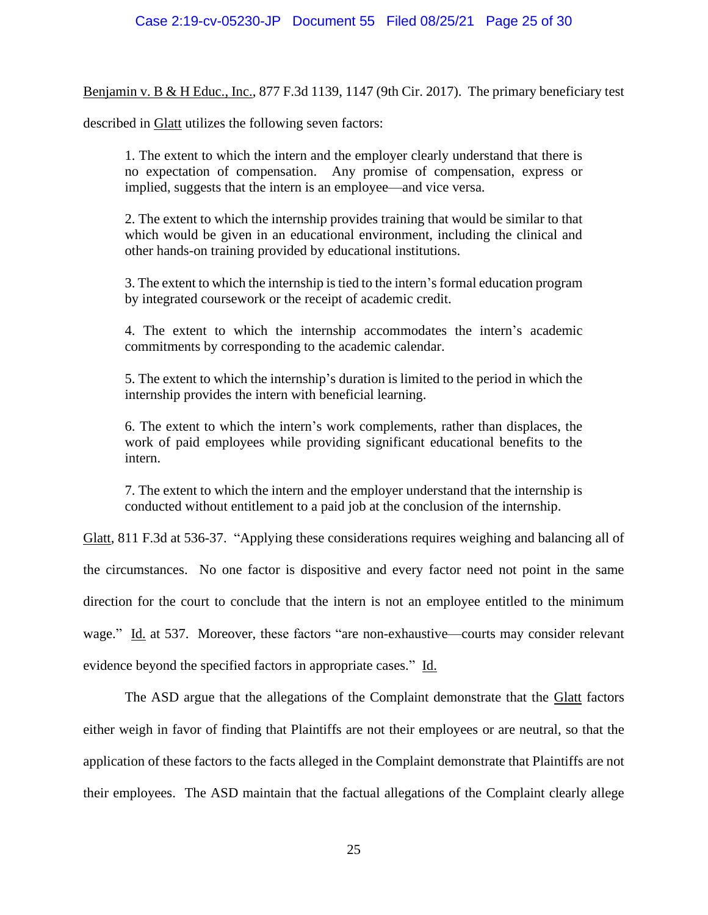Benjamin v. B & H Educ., Inc., 877 F.3d 1139, 1147 (9th Cir. 2017). The primary beneficiary test described in Glatt utilizes the following seven factors:

> 1. The extent to which the intern and the employer clearly understand that there is no expectation of compensation. Any promise of compensation, express or implied, suggests that the intern is an employee—and vice versa.
>
> 2. The extent to which the internship provides training that would be similar to that which would be given in an educational environment, including the clinical and other hands-on training provided by educational institutions.
>
> 3. The extent to which the internship is tied to the intern's formal education program by integrated coursework or the receipt of academic credit.
>
> 4. The extent to which the internship accommodates the intern's academic commitments by corresponding to the academic calendar.
>
> 5. The extent to which the internship's duration is limited to the period in which the internship provides the intern with beneficial learning.
>
> 6. The extent to which the intern's work complements, rather than displaces, the work of paid employees while providing significant educational benefits to the intern.
>
> 7. The extent to which the intern and the employer understand that the internship is conducted without entitlement to a paid job at the conclusion of the internship.

Glatt, 811 F.3d at 536-37. "Applying these considerations requires weighing and balancing all of the circumstances. No one factor is dispositive and every factor need not point in the same direction for the court to conclude that the intern is not an employee entitled to the minimum wage." Id. at 537. Moreover, these factors "are non-exhaustive—courts may consider relevant evidence beyond the specified factors in appropriate cases." Id.

The ASD argue that the allegations of the Complaint demonstrate that the Glatt factors either weigh in favor of finding that Plaintiffs are not their employees or are neutral, so that the application of these factors to the facts alleged in the Complaint demonstrate that Plaintiffs are not their employees. The ASD maintain that the factual allegations of the Complaint clearly allege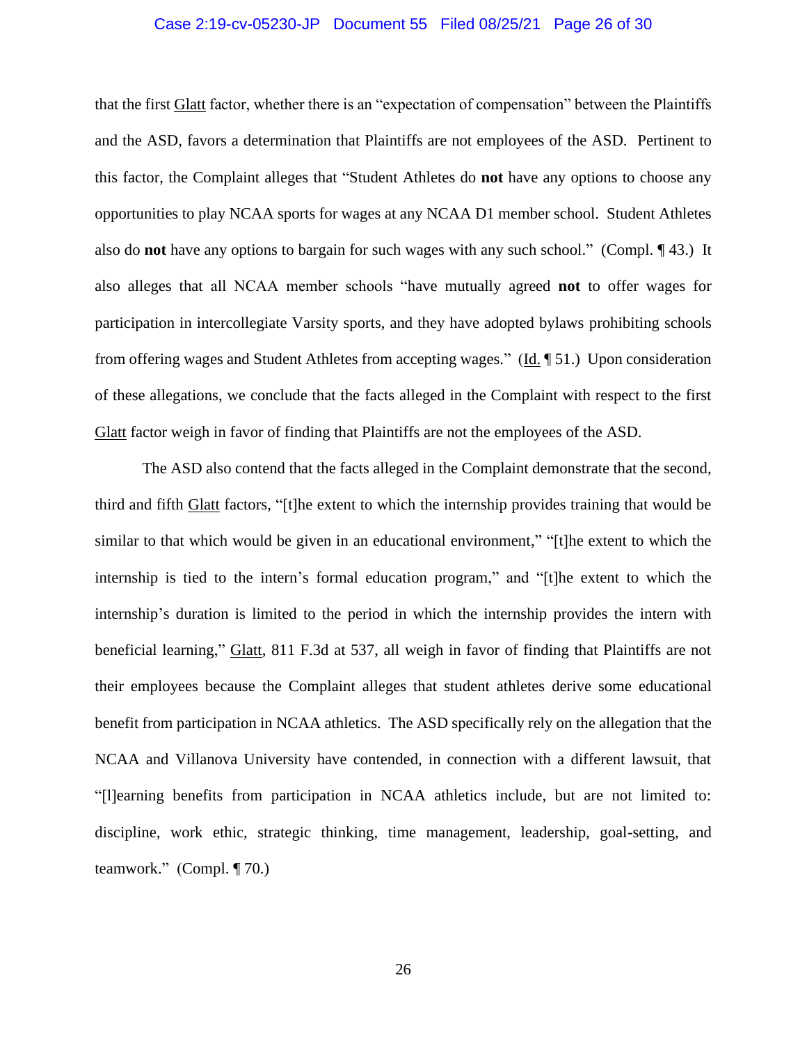that the first Glatt factor, whether there is an "expectation of compensation" between the Plaintiffs and the ASD, favors a determination that Plaintiffs are not employees of the ASD. Pertinent to this factor, the Complaint alleges that "Student Athletes do **not** have any options to choose any opportunities to play NCAA sports for wages at any NCAA D1 member school. Student Athletes also do **not** have any options to bargain for such wages with any such school." (Compl. ¶ 43.) It also alleges that all NCAA member schools "have mutually agreed **not** to offer wages for participation in intercollegiate Varsity sports, and they have adopted bylaws prohibiting schools from offering wages and Student Athletes from accepting wages." (Id. ¶ 51.) Upon consideration of these allegations, we conclude that the facts alleged in the Complaint with respect to the first Glatt factor weigh in favor of finding that Plaintiffs are not the employees of the ASD.

The ASD also contend that the facts alleged in the Complaint demonstrate that the second, third and fifth Glatt factors, "[t]he extent to which the internship provides training that would be similar to that which would be given in an educational environment," "[t]he extent to which the internship is tied to the intern's formal education program," and "[t]he extent to which the internship's duration is limited to the period in which the internship provides the intern with beneficial learning," Glatt, 811 F.3d at 537, all weigh in favor of finding that Plaintiffs are not their employees because the Complaint alleges that student athletes derive some educational benefit from participation in NCAA athletics. The ASD specifically rely on the allegation that the NCAA and Villanova University have contended, in connection with a different lawsuit, that "[l]earning benefits from participation in NCAA athletics include, but are not limited to: discipline, work ethic, strategic thinking, time management, leadership, goal-setting, and teamwork." (Compl. ¶ 70.)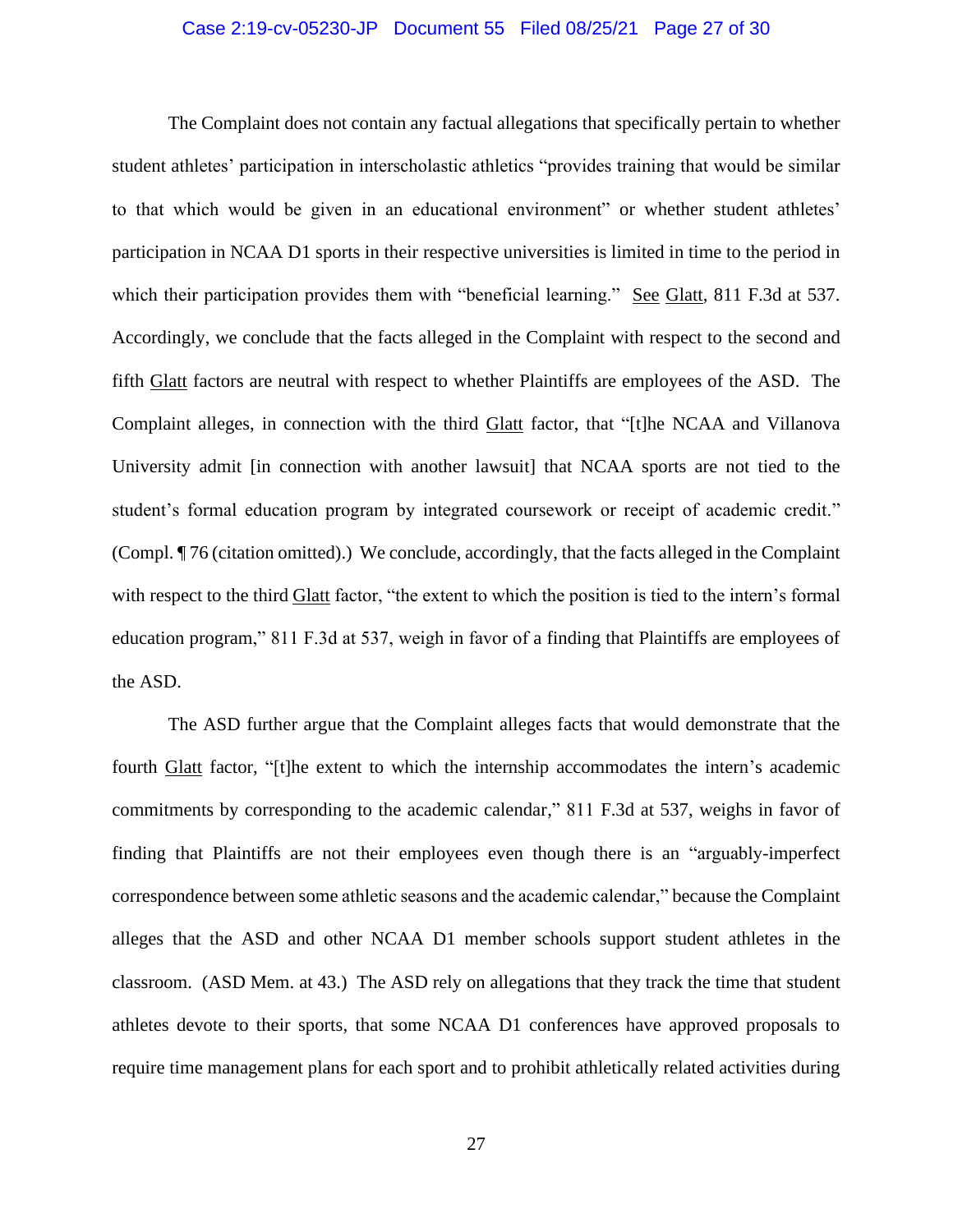The Complaint does not contain any factual allegations that specifically pertain to whether student athletes' participation in interscholastic athletics "provides training that would be similar to that which would be given in an educational environment" or whether student athletes' participation in NCAA D1 sports in their respective universities is limited in time to the period in which their participation provides them with "beneficial learning." See Glatt, 811 F.3d at 537. Accordingly, we conclude that the facts alleged in the Complaint with respect to the second and fifth Glatt factors are neutral with respect to whether Plaintiffs are employees of the ASD. The Complaint alleges, in connection with the third Glatt factor, that "[t]he NCAA and Villanova University admit [in connection with another lawsuit] that NCAA sports are not tied to the student's formal education program by integrated coursework or receipt of academic credit." (Compl. ¶ 76 (citation omitted).) We conclude, accordingly, that the facts alleged in the Complaint with respect to the third Glatt factor, "the extent to which the position is tied to the intern's formal education program," 811 F.3d at 537, weigh in favor of a finding that Plaintiffs are employees of the ASD.

The ASD further argue that the Complaint alleges facts that would demonstrate that the fourth Glatt factor, "[t]he extent to which the internship accommodates the intern's academic commitments by corresponding to the academic calendar," 811 F.3d at 537, weighs in favor of finding that Plaintiffs are not their employees even though there is an "arguably-imperfect correspondence between some athletic seasons and the academic calendar," because the Complaint alleges that the ASD and other NCAA D1 member schools support student athletes in the classroom. (ASD Mem. at 43.) The ASD rely on allegations that they track the time that student athletes devote to their sports, that some NCAA D1 conferences have approved proposals to require time management plans for each sport and to prohibit athletically related activities during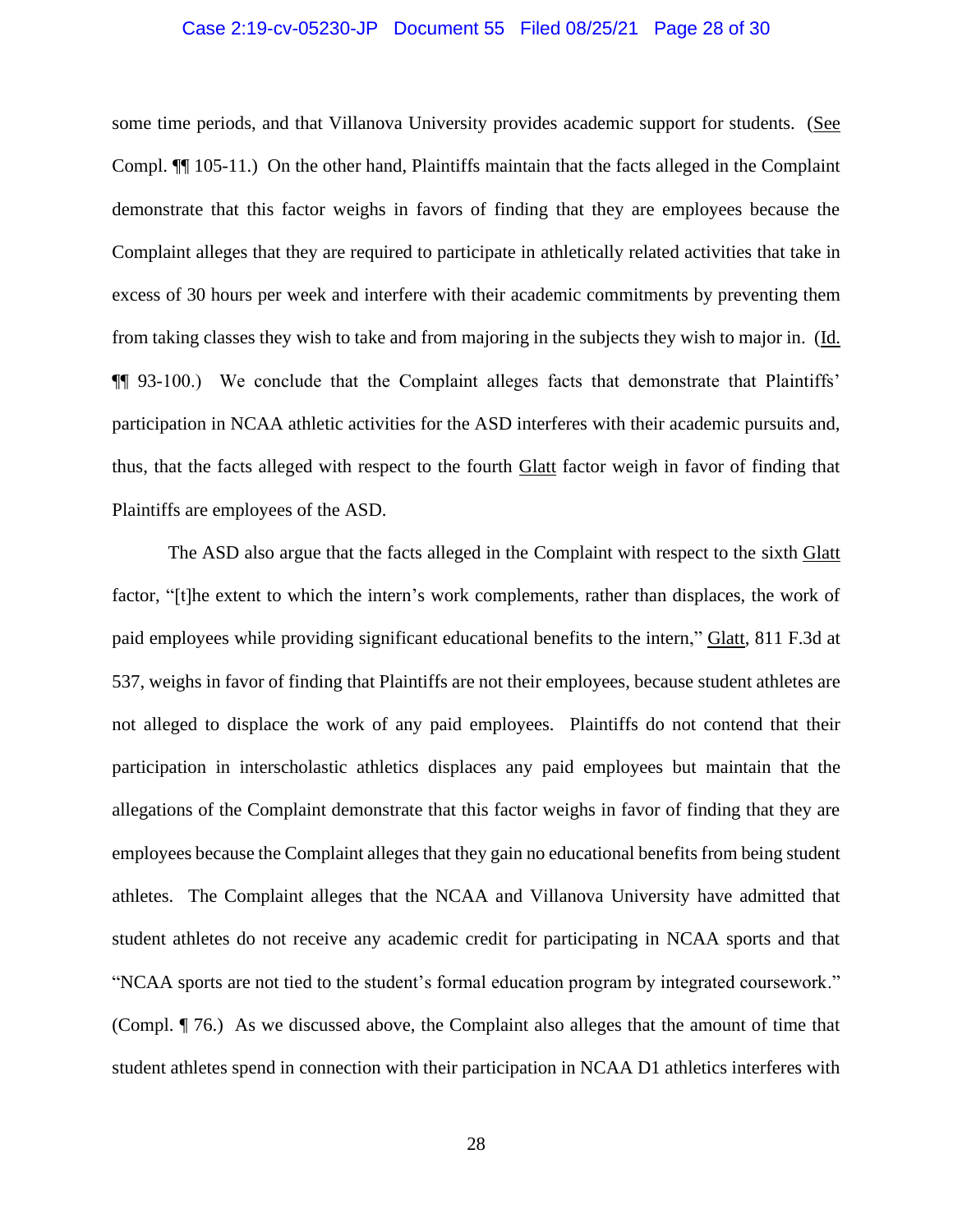some time periods, and that Villanova University provides academic support for students. (See Compl. ¶¶ 105-11.) On the other hand, Plaintiffs maintain that the facts alleged in the Complaint demonstrate that this factor weighs in favors of finding that they are employees because the Complaint alleges that they are required to participate in athletically related activities that take in excess of 30 hours per week and interfere with their academic commitments by preventing them from taking classes they wish to take and from majoring in the subjects they wish to major in. (Id. ¶¶ 93-100.) We conclude that the Complaint alleges facts that demonstrate that Plaintiffs' participation in NCAA athletic activities for the ASD interferes with their academic pursuits and, thus, that the facts alleged with respect to the fourth Glatt factor weigh in favor of finding that Plaintiffs are employees of the ASD.

The ASD also argue that the facts alleged in the Complaint with respect to the sixth Glatt factor, "[t]he extent to which the intern's work complements, rather than displaces, the work of paid employees while providing significant educational benefits to the intern," Glatt, 811 F.3d at 537, weighs in favor of finding that Plaintiffs are not their employees, because student athletes are not alleged to displace the work of any paid employees. Plaintiffs do not contend that their participation in interscholastic athletics displaces any paid employees but maintain that the allegations of the Complaint demonstrate that this factor weighs in favor of finding that they are employees because the Complaint alleges that they gain no educational benefits from being student athletes. The Complaint alleges that the NCAA and Villanova University have admitted that student athletes do not receive any academic credit for participating in NCAA sports and that "NCAA sports are not tied to the student's formal education program by integrated coursework." (Compl. ¶ 76.) As we discussed above, the Complaint also alleges that the amount of time that student athletes spend in connection with their participation in NCAA D1 athletics interferes with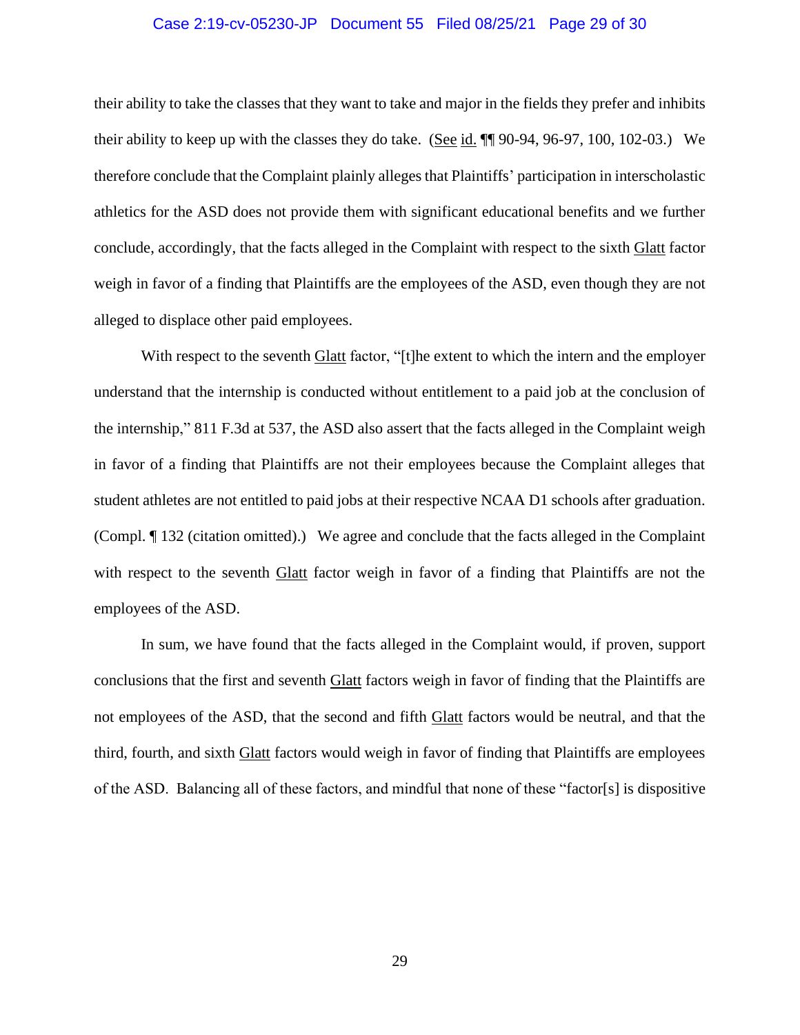their ability to take the classes that they want to take and major in the fields they prefer and inhibits their ability to keep up with the classes they do take. (See id. ¶¶ 90-94, 96-97, 100, 102-03.) We therefore conclude that the Complaint plainly alleges that Plaintiffs' participation in interscholastic athletics for the ASD does not provide them with significant educational benefits and we further conclude, accordingly, that the facts alleged in the Complaint with respect to the sixth Glatt factor weigh in favor of a finding that Plaintiffs are the employees of the ASD, even though they are not alleged to displace other paid employees.

With respect to the seventh Glatt factor, "[t]he extent to which the intern and the employer understand that the internship is conducted without entitlement to a paid job at the conclusion of the internship," 811 F.3d at 537, the ASD also assert that the facts alleged in the Complaint weigh in favor of a finding that Plaintiffs are not their employees because the Complaint alleges that student athletes are not entitled to paid jobs at their respective NCAA D1 schools after graduation. (Compl. ¶ 132 (citation omitted).) We agree and conclude that the facts alleged in the Complaint with respect to the seventh Glatt factor weigh in favor of a finding that Plaintiffs are not the employees of the ASD.

In sum, we have found that the facts alleged in the Complaint would, if proven, support conclusions that the first and seventh Glatt factors weigh in favor of finding that the Plaintiffs are not employees of the ASD, that the second and fifth Glatt factors would be neutral, and that the third, fourth, and sixth Glatt factors would weigh in favor of finding that Plaintiffs are employees of the ASD. Balancing all of these factors, and mindful that none of these "factor[s] is dispositive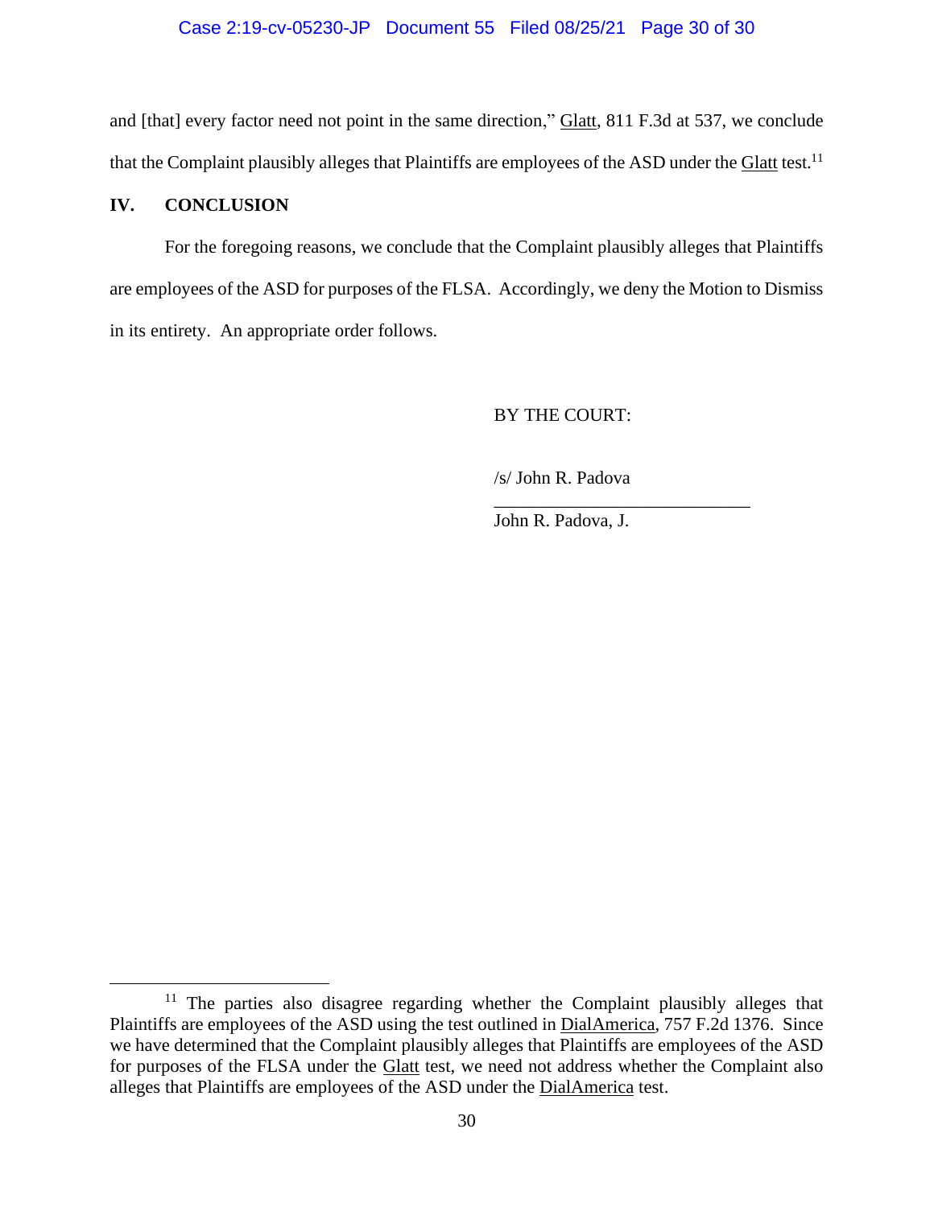and [that] every factor need not point in the same direction," Glatt, 811 F.3d at 537, we conclude that the Complaint plausibly alleges that Plaintiffs are employees of the ASD under the Glatt test.[11]

## IV. CONCLUSION

For the foregoing reasons, we conclude that the Complaint plausibly alleges that Plaintiffs are employees of the ASD for purposes of the FLSA. Accordingly, we deny the Motion to Dismiss in its entirety. An appropriate order follows.

BY THE COURT:

/s/ John R. Padova

John R. Padova, J.

---

[11] The parties also disagree regarding whether the Complaint plausibly alleges that Plaintiffs are employees of the ASD using the test outlined in DialAmerica, 757 F.2d 1376. Since we have determined that the Complaint plausibly alleges that Plaintiffs are employees of the ASD for purposes of the FLSA under the Glatt test, we need not address whether the Complaint also alleges that Plaintiffs are employees of the ASD under the DialAmerica test.